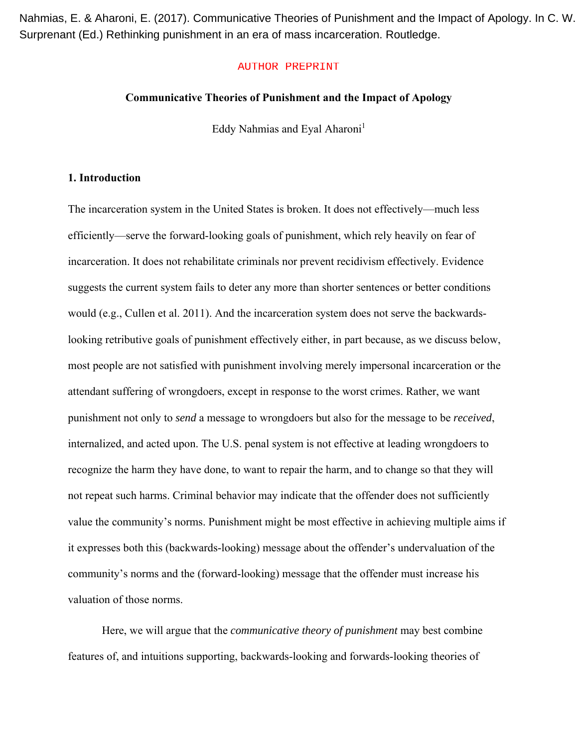Nahmias, E. & Aharoni, E. (2017). Communicative Theories of Punishment and the Impact of Apology. In C. W. Surprenant (Ed.) Rethinking punishment in an era of mass incarceration. Routledge.

AUTHOR PREPRINT

# Communicative Theories of Punishment and the Impact of Apology

Eddy Nahmias and Eyal Aharoni[1]

## 1. Introduction

The incarceration system in the United States is broken. It does not effectively—much less efficiently—serve the forward-looking goals of punishment, which rely heavily on fear of incarceration. It does not rehabilitate criminals nor prevent recidivism effectively. Evidence suggests the current system fails to deter any more than shorter sentences or better conditions would (e.g., Cullen et al. 2011). And the incarceration system does not serve the backwards-looking retributive goals of punishment effectively either, in part because, as we discuss below, most people are not satisfied with punishment involving merely impersonal incarceration or the attendant suffering of wrongdoers, except in response to the worst crimes. Rather, we want punishment not only to *send* a message to wrongdoers but also for the message to be *received*, internalized, and acted upon. The U.S. penal system is not effective at leading wrongdoers to recognize the harm they have done, to want to repair the harm, and to change so that they will not repeat such harms. Criminal behavior may indicate that the offender does not sufficiently value the community's norms. Punishment might be most effective in achieving multiple aims if it expresses both this (backwards-looking) message about the offender's undervaluation of the community's norms and the (forward-looking) message that the offender must increase his valuation of those norms.

Here, we will argue that the *communicative theory of punishment* may best combine features of, and intuitions supporting, backwards-looking and forwards-looking theories of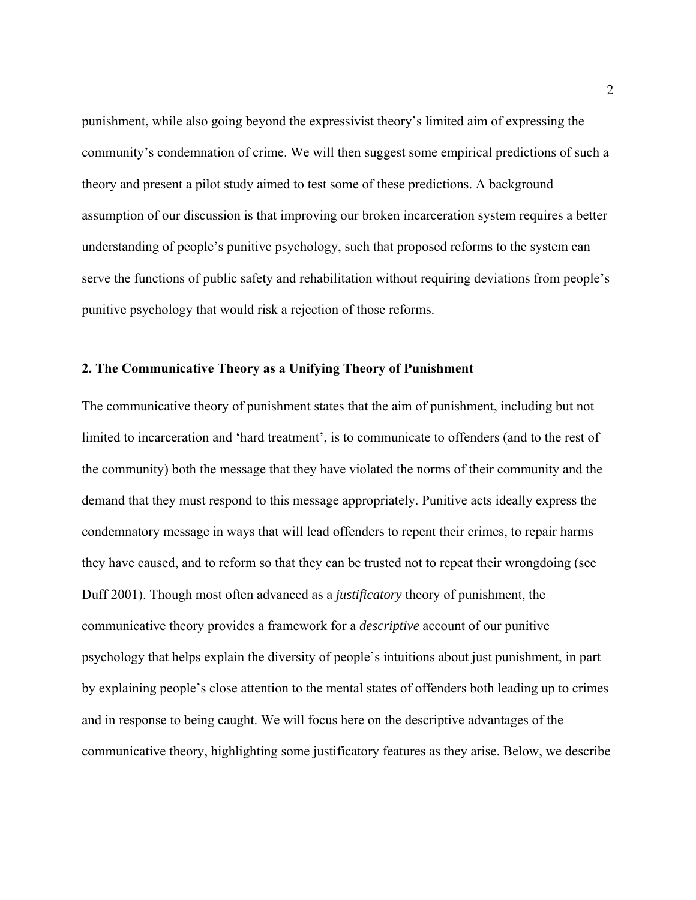punishment, while also going beyond the expressivist theory's limited aim of expressing the community's condemnation of crime. We will then suggest some empirical predictions of such a theory and present a pilot study aimed to test some of these predictions. A background assumption of our discussion is that improving our broken incarceration system requires a better understanding of people's punitive psychology, such that proposed reforms to the system can serve the functions of public safety and rehabilitation without requiring deviations from people's punitive psychology that would risk a rejection of those reforms.

## 2. The Communicative Theory as a Unifying Theory of Punishment

The communicative theory of punishment states that the aim of punishment, including but not limited to incarceration and 'hard treatment', is to communicate to offenders (and to the rest of the community) both the message that they have violated the norms of their community and the demand that they must respond to this message appropriately. Punitive acts ideally express the condemnatory message in ways that will lead offenders to repent their crimes, to repair harms they have caused, and to reform so that they can be trusted not to repeat their wrongdoing (see Duff 2001). Though most often advanced as a *justificatory* theory of punishment, the communicative theory provides a framework for a *descriptive* account of our punitive psychology that helps explain the diversity of people's intuitions about just punishment, in part by explaining people's close attention to the mental states of offenders both leading up to crimes and in response to being caught. We will focus here on the descriptive advantages of the communicative theory, highlighting some justificatory features as they arise. Below, we describe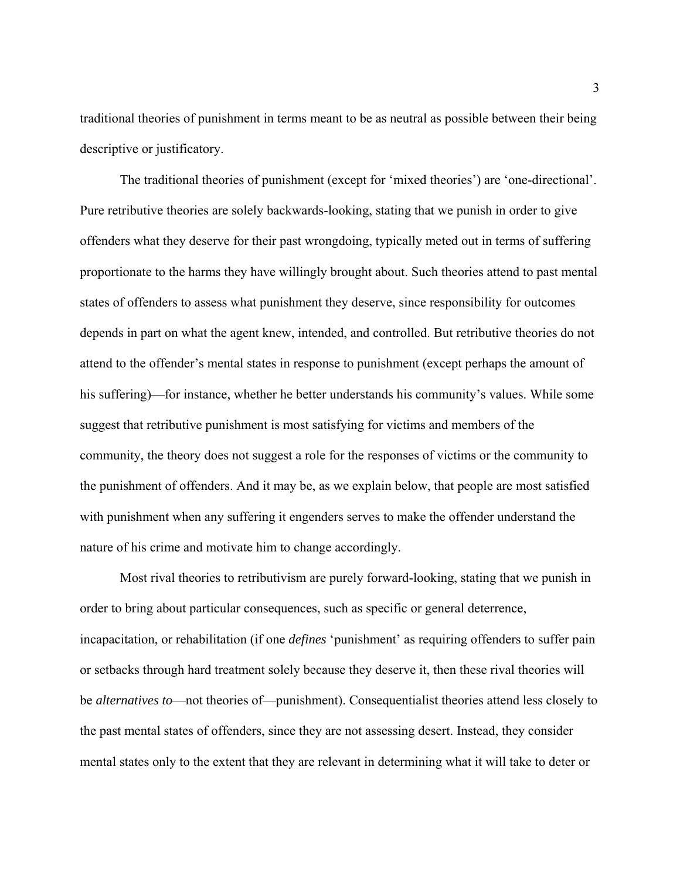traditional theories of punishment in terms meant to be as neutral as possible between their being descriptive or justificatory.

The traditional theories of punishment (except for 'mixed theories') are 'one-directional'. Pure retributive theories are solely backwards-looking, stating that we punish in order to give offenders what they deserve for their past wrongdoing, typically meted out in terms of suffering proportionate to the harms they have willingly brought about. Such theories attend to past mental states of offenders to assess what punishment they deserve, since responsibility for outcomes depends in part on what the agent knew, intended, and controlled. But retributive theories do not attend to the offender's mental states in response to punishment (except perhaps the amount of his suffering)—for instance, whether he better understands his community's values. While some suggest that retributive punishment is most satisfying for victims and members of the community, the theory does not suggest a role for the responses of victims or the community to the punishment of offenders. And it may be, as we explain below, that people are most satisfied with punishment when any suffering it engenders serves to make the offender understand the nature of his crime and motivate him to change accordingly.

Most rival theories to retributivism are purely forward-looking, stating that we punish in order to bring about particular consequences, such as specific or general deterrence, incapacitation, or rehabilitation (if one *defines* 'punishment' as requiring offenders to suffer pain or setbacks through hard treatment solely because they deserve it, then these rival theories will be *alternatives to*—not theories of—punishment). Consequentialist theories attend less closely to the past mental states of offenders, since they are not assessing desert. Instead, they consider mental states only to the extent that they are relevant in determining what it will take to deter or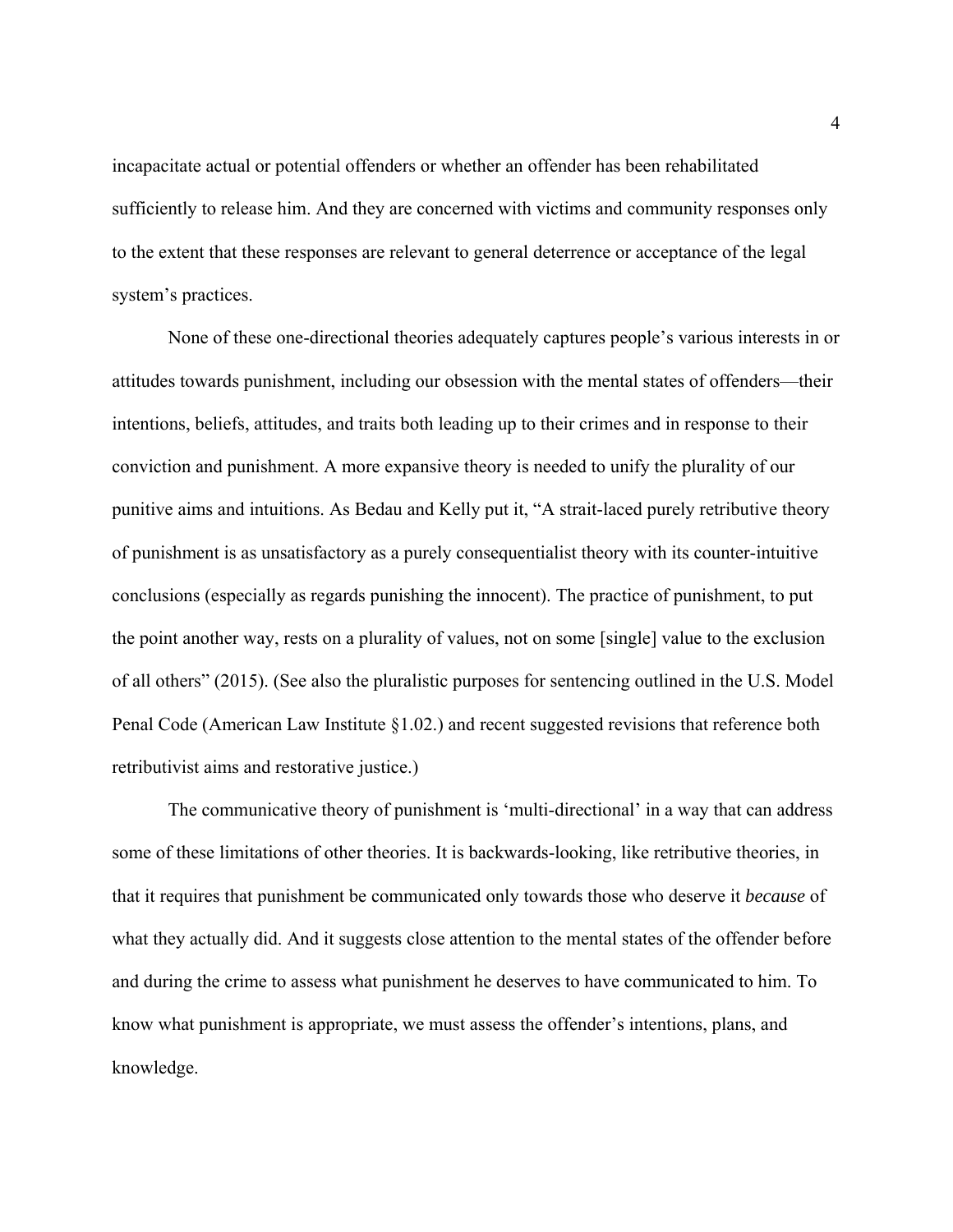incapacitate actual or potential offenders or whether an offender has been rehabilitated sufficiently to release him. And they are concerned with victims and community responses only to the extent that these responses are relevant to general deterrence or acceptance of the legal system's practices.

None of these one-directional theories adequately captures people's various interests in or attitudes towards punishment, including our obsession with the mental states of offenders—their intentions, beliefs, attitudes, and traits both leading up to their crimes and in response to their conviction and punishment. A more expansive theory is needed to unify the plurality of our punitive aims and intuitions. As Bedau and Kelly put it, "A strait-laced purely retributive theory of punishment is as unsatisfactory as a purely consequentialist theory with its counter-intuitive conclusions (especially as regards punishing the innocent). The practice of punishment, to put the point another way, rests on a plurality of values, not on some [single] value to the exclusion of all others" (2015). (See also the pluralistic purposes for sentencing outlined in the U.S. Model Penal Code (American Law Institute §1.02.) and recent suggested revisions that reference both retributivist aims and restorative justice.)

The communicative theory of punishment is 'multi-directional' in a way that can address some of these limitations of other theories. It is backwards-looking, like retributive theories, in that it requires that punishment be communicated only towards those who deserve it *because* of what they actually did. And it suggests close attention to the mental states of the offender before and during the crime to assess what punishment he deserves to have communicated to him. To know what punishment is appropriate, we must assess the offender's intentions, plans, and knowledge.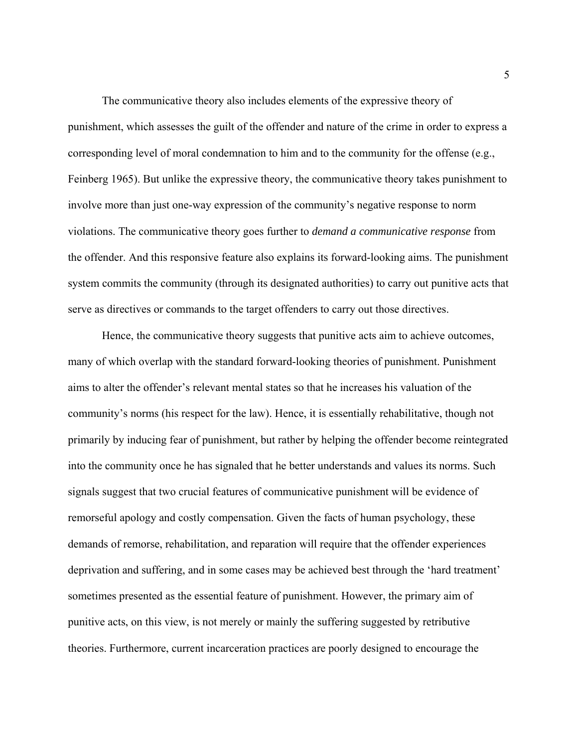The communicative theory also includes elements of the expressive theory of punishment, which assesses the guilt of the offender and nature of the crime in order to express a corresponding level of moral condemnation to him and to the community for the offense (e.g., Feinberg 1965). But unlike the expressive theory, the communicative theory takes punishment to involve more than just one-way expression of the community's negative response to norm violations. The communicative theory goes further to *demand a communicative response* from the offender. And this responsive feature also explains its forward-looking aims. The punishment system commits the community (through its designated authorities) to carry out punitive acts that serve as directives or commands to the target offenders to carry out those directives.

Hence, the communicative theory suggests that punitive acts aim to achieve outcomes, many of which overlap with the standard forward-looking theories of punishment. Punishment aims to alter the offender's relevant mental states so that he increases his valuation of the community's norms (his respect for the law). Hence, it is essentially rehabilitative, though not primarily by inducing fear of punishment, but rather by helping the offender become reintegrated into the community once he has signaled that he better understands and values its norms. Such signals suggest that two crucial features of communicative punishment will be evidence of remorseful apology and costly compensation. Given the facts of human psychology, these demands of remorse, rehabilitation, and reparation will require that the offender experiences deprivation and suffering, and in some cases may be achieved best through the 'hard treatment' sometimes presented as the essential feature of punishment. However, the primary aim of punitive acts, on this view, is not merely or mainly the suffering suggested by retributive theories. Furthermore, current incarceration practices are poorly designed to encourage the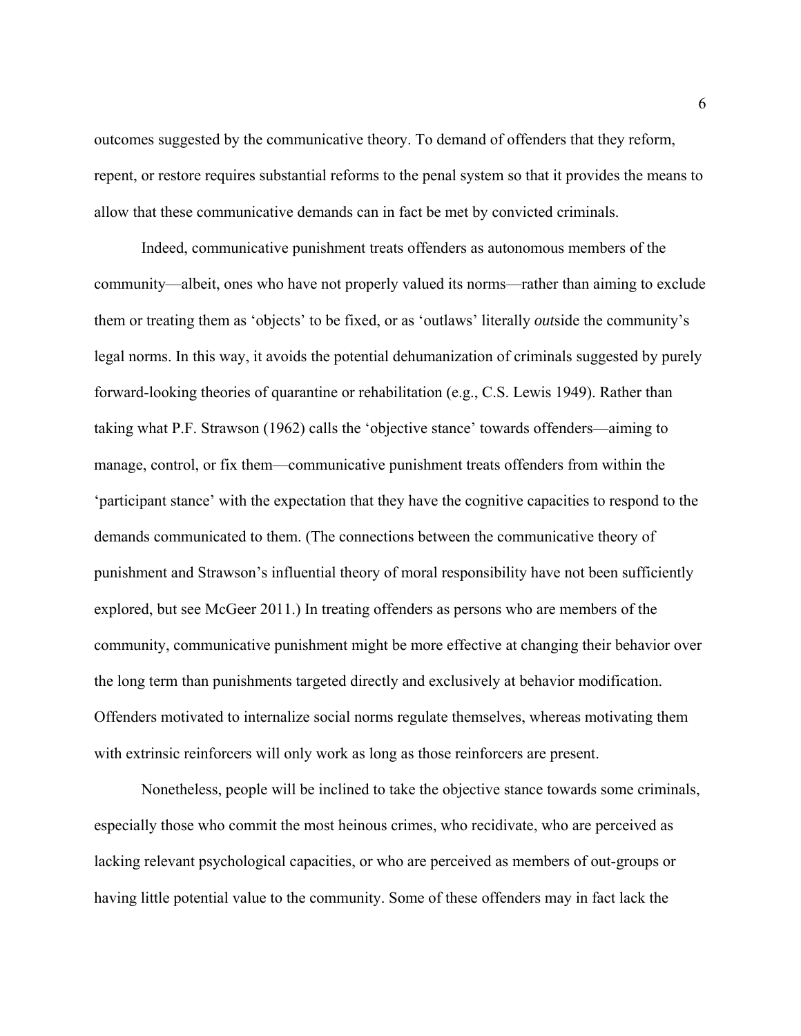outcomes suggested by the communicative theory. To demand of offenders that they reform, repent, or restore requires substantial reforms to the penal system so that it provides the means to allow that these communicative demands can in fact be met by convicted criminals.

Indeed, communicative punishment treats offenders as autonomous members of the community—albeit, ones who have not properly valued its norms—rather than aiming to exclude them or treating them as 'objects' to be fixed, or as 'outlaws' literally *out*side the community's legal norms. In this way, it avoids the potential dehumanization of criminals suggested by purely forward-looking theories of quarantine or rehabilitation (e.g., C.S. Lewis 1949). Rather than taking what P.F. Strawson (1962) calls the 'objective stance' towards offenders—aiming to manage, control, or fix them—communicative punishment treats offenders from within the 'participant stance' with the expectation that they have the cognitive capacities to respond to the demands communicated to them. (The connections between the communicative theory of punishment and Strawson's influential theory of moral responsibility have not been sufficiently explored, but see McGeer 2011.) In treating offenders as persons who are members of the community, communicative punishment might be more effective at changing their behavior over the long term than punishments targeted directly and exclusively at behavior modification. Offenders motivated to internalize social norms regulate themselves, whereas motivating them with extrinsic reinforcers will only work as long as those reinforcers are present.

Nonetheless, people will be inclined to take the objective stance towards some criminals, especially those who commit the most heinous crimes, who recidivate, who are perceived as lacking relevant psychological capacities, or who are perceived as members of out-groups or having little potential value to the community. Some of these offenders may in fact lack the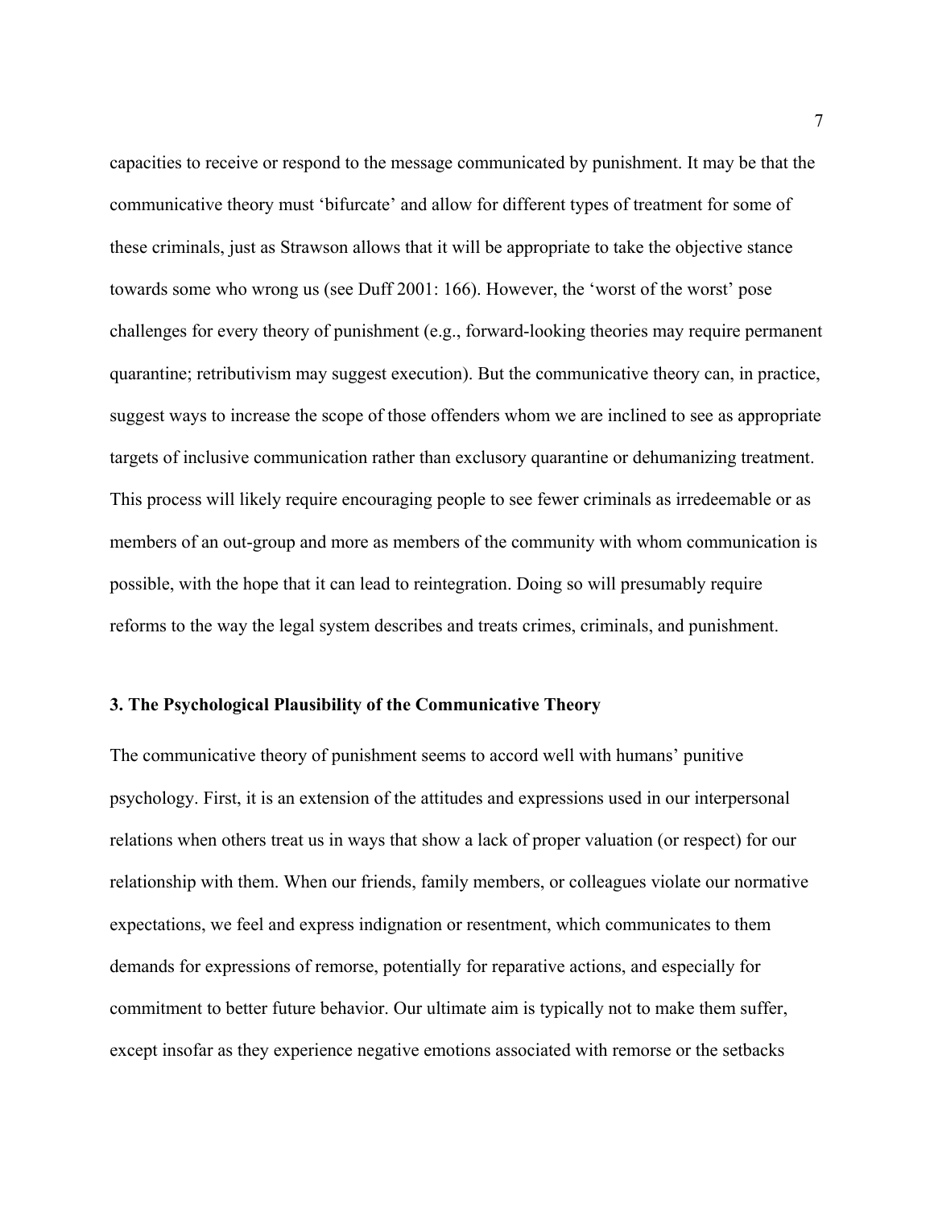capacities to receive or respond to the message communicated by punishment. It may be that the communicative theory must 'bifurcate' and allow for different types of treatment for some of these criminals, just as Strawson allows that it will be appropriate to take the objective stance towards some who wrong us (see Duff 2001: 166). However, the 'worst of the worst' pose challenges for every theory of punishment (e.g., forward-looking theories may require permanent quarantine; retributivism may suggest execution). But the communicative theory can, in practice, suggest ways to increase the scope of those offenders whom we are inclined to see as appropriate targets of inclusive communication rather than exclusory quarantine or dehumanizing treatment. This process will likely require encouraging people to see fewer criminals as irredeemable or as members of an out-group and more as members of the community with whom communication is possible, with the hope that it can lead to reintegration. Doing so will presumably require reforms to the way the legal system describes and treats crimes, criminals, and punishment.

## 3. The Psychological Plausibility of the Communicative Theory

The communicative theory of punishment seems to accord well with humans' punitive psychology. First, it is an extension of the attitudes and expressions used in our interpersonal relations when others treat us in ways that show a lack of proper valuation (or respect) for our relationship with them. When our friends, family members, or colleagues violate our normative expectations, we feel and express indignation or resentment, which communicates to them demands for expressions of remorse, potentially for reparative actions, and especially for commitment to better future behavior. Our ultimate aim is typically not to make them suffer, except insofar as they experience negative emotions associated with remorse or the setbacks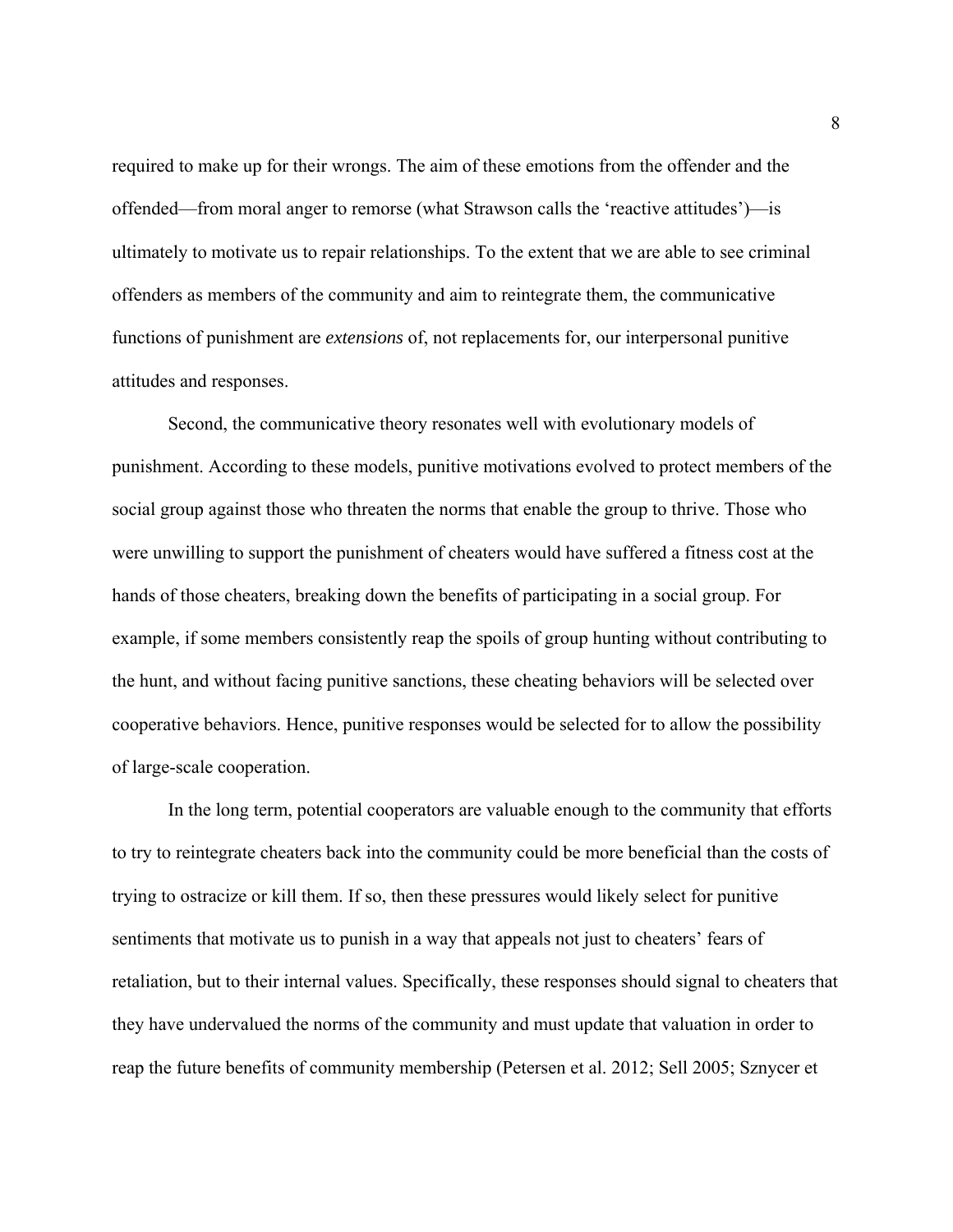required to make up for their wrongs. The aim of these emotions from the offender and the offended—from moral anger to remorse (what Strawson calls the 'reactive attitudes')—is ultimately to motivate us to repair relationships. To the extent that we are able to see criminal offenders as members of the community and aim to reintegrate them, the communicative functions of punishment are *extensions* of, not replacements for, our interpersonal punitive attitudes and responses.

Second, the communicative theory resonates well with evolutionary models of punishment. According to these models, punitive motivations evolved to protect members of the social group against those who threaten the norms that enable the group to thrive. Those who were unwilling to support the punishment of cheaters would have suffered a fitness cost at the hands of those cheaters, breaking down the benefits of participating in a social group. For example, if some members consistently reap the spoils of group hunting without contributing to the hunt, and without facing punitive sanctions, these cheating behaviors will be selected over cooperative behaviors. Hence, punitive responses would be selected for to allow the possibility of large-scale cooperation.

In the long term, potential cooperators are valuable enough to the community that efforts to try to reintegrate cheaters back into the community could be more beneficial than the costs of trying to ostracize or kill them. If so, then these pressures would likely select for punitive sentiments that motivate us to punish in a way that appeals not just to cheaters' fears of retaliation, but to their internal values. Specifically, these responses should signal to cheaters that they have undervalued the norms of the community and must update that valuation in order to reap the future benefits of community membership (Petersen et al. 2012; Sell 2005; Sznycer et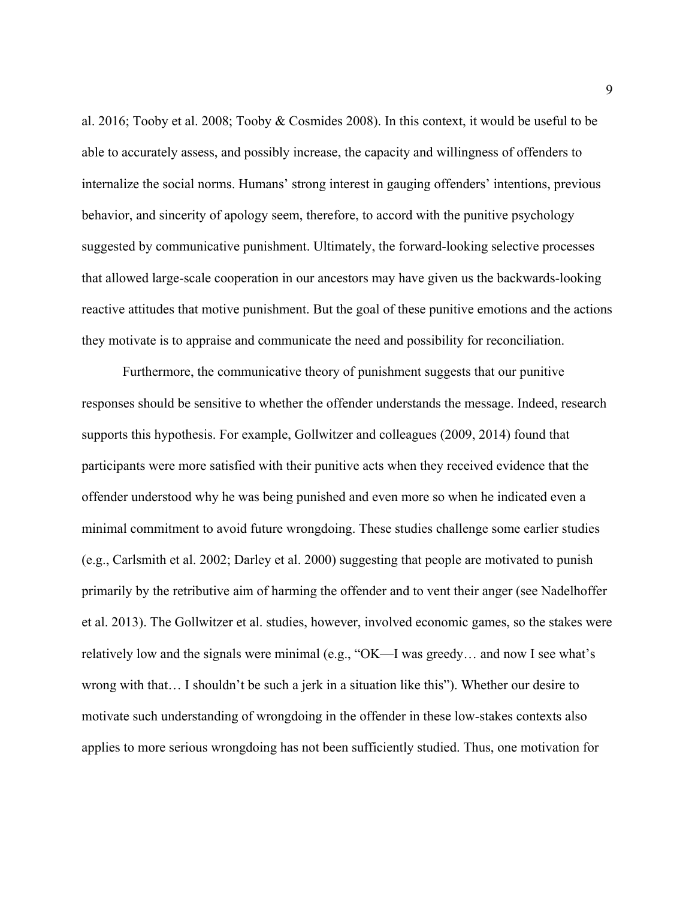al. 2016; Tooby et al. 2008; Tooby & Cosmides 2008). In this context, it would be useful to be able to accurately assess, and possibly increase, the capacity and willingness of offenders to internalize the social norms. Humans' strong interest in gauging offenders' intentions, previous behavior, and sincerity of apology seem, therefore, to accord with the punitive psychology suggested by communicative punishment. Ultimately, the forward-looking selective processes that allowed large-scale cooperation in our ancestors may have given us the backwards-looking reactive attitudes that motive punishment. But the goal of these punitive emotions and the actions they motivate is to appraise and communicate the need and possibility for reconciliation.

Furthermore, the communicative theory of punishment suggests that our punitive responses should be sensitive to whether the offender understands the message. Indeed, research supports this hypothesis. For example, Gollwitzer and colleagues (2009, 2014) found that participants were more satisfied with their punitive acts when they received evidence that the offender understood why he was being punished and even more so when he indicated even a minimal commitment to avoid future wrongdoing. These studies challenge some earlier studies (e.g., Carlsmith et al. 2002; Darley et al. 2000) suggesting that people are motivated to punish primarily by the retributive aim of harming the offender and to vent their anger (see Nadelhoffer et al. 2013). The Gollwitzer et al. studies, however, involved economic games, so the stakes were relatively low and the signals were minimal (e.g., "OK—I was greedy… and now I see what's wrong with that… I shouldn't be such a jerk in a situation like this"). Whether our desire to motivate such understanding of wrongdoing in the offender in these low-stakes contexts also applies to more serious wrongdoing has not been sufficiently studied. Thus, one motivation for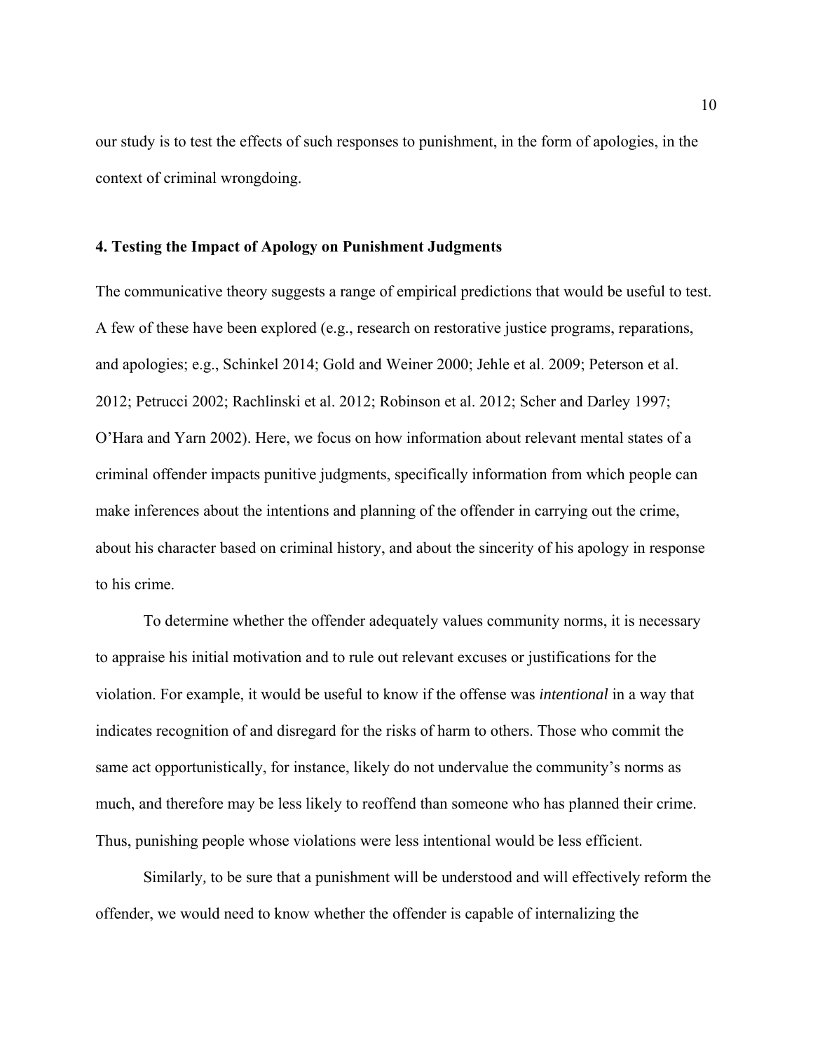our study is to test the effects of such responses to punishment, in the form of apologies, in the context of criminal wrongdoing.

## 4. Testing the Impact of Apology on Punishment Judgments

The communicative theory suggests a range of empirical predictions that would be useful to test. A few of these have been explored (e.g., research on restorative justice programs, reparations, and apologies; e.g., Schinkel 2014; Gold and Weiner 2000; Jehle et al. 2009; Peterson et al. 2012; Petrucci 2002; Rachlinski et al. 2012; Robinson et al. 2012; Scher and Darley 1997; O'Hara and Yarn 2002). Here, we focus on how information about relevant mental states of a criminal offender impacts punitive judgments, specifically information from which people can make inferences about the intentions and planning of the offender in carrying out the crime, about his character based on criminal history, and about the sincerity of his apology in response to his crime.

To determine whether the offender adequately values community norms, it is necessary to appraise his initial motivation and to rule out relevant excuses or justifications for the violation. For example, it would be useful to know if the offense was *intentional* in a way that indicates recognition of and disregard for the risks of harm to others. Those who commit the same act opportunistically, for instance, likely do not undervalue the community's norms as much, and therefore may be less likely to reoffend than someone who has planned their crime. Thus, punishing people whose violations were less intentional would be less efficient.

Similarly, to be sure that a punishment will be understood and will effectively reform the offender, we would need to know whether the offender is capable of internalizing the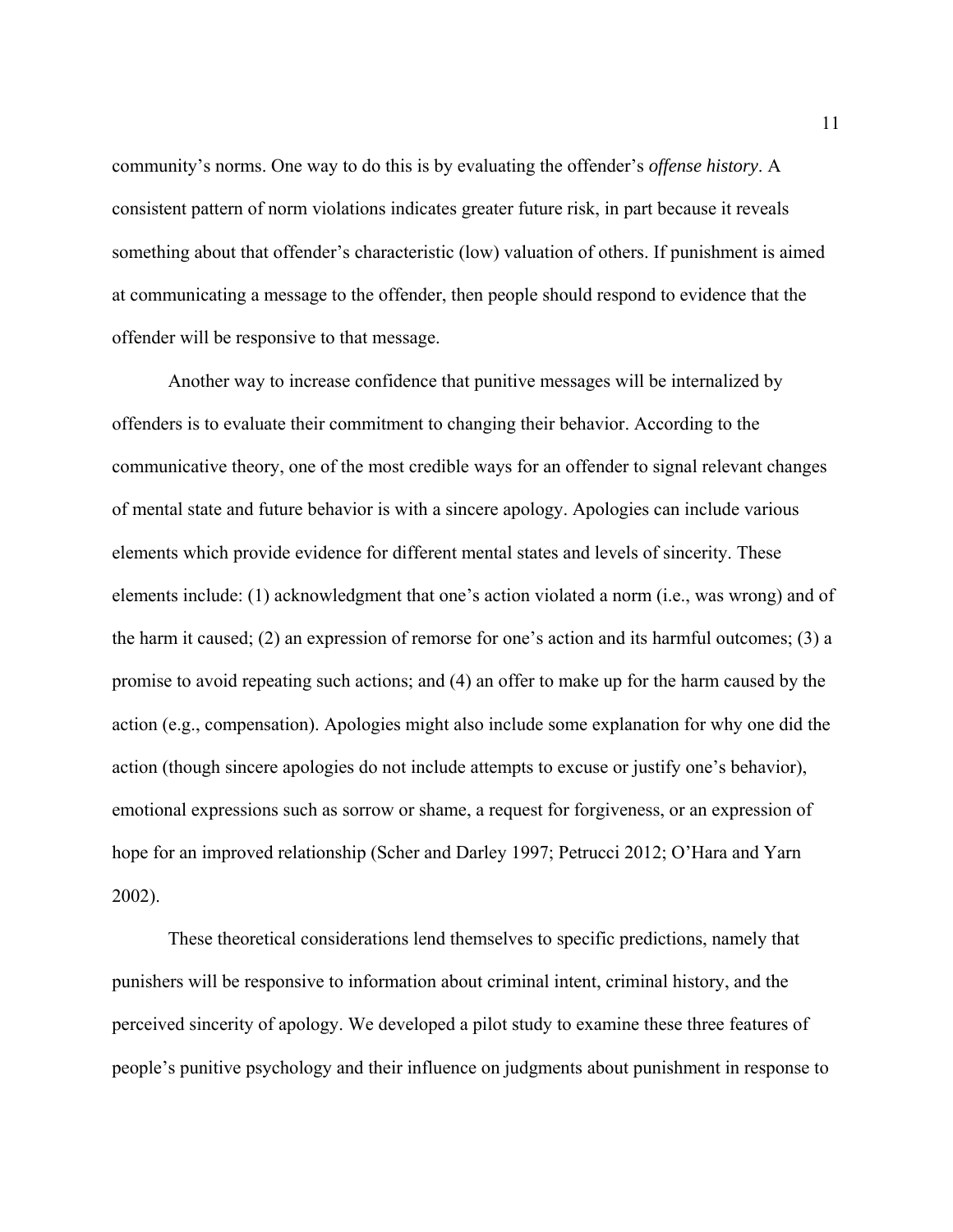community's norms. One way to do this is by evaluating the offender's *offense history*. A consistent pattern of norm violations indicates greater future risk, in part because it reveals something about that offender's characteristic (low) valuation of others. If punishment is aimed at communicating a message to the offender, then people should respond to evidence that the offender will be responsive to that message.

Another way to increase confidence that punitive messages will be internalized by offenders is to evaluate their commitment to changing their behavior. According to the communicative theory, one of the most credible ways for an offender to signal relevant changes of mental state and future behavior is with a sincere apology. Apologies can include various elements which provide evidence for different mental states and levels of sincerity. These elements include: (1) acknowledgment that one's action violated a norm (i.e., was wrong) and of the harm it caused; (2) an expression of remorse for one's action and its harmful outcomes; (3) a promise to avoid repeating such actions; and (4) an offer to make up for the harm caused by the action (e.g., compensation). Apologies might also include some explanation for why one did the action (though sincere apologies do not include attempts to excuse or justify one's behavior), emotional expressions such as sorrow or shame, a request for forgiveness, or an expression of hope for an improved relationship (Scher and Darley 1997; Petrucci 2012; O'Hara and Yarn 2002).

These theoretical considerations lend themselves to specific predictions, namely that punishers will be responsive to information about criminal intent, criminal history, and the perceived sincerity of apology. We developed a pilot study to examine these three features of people's punitive psychology and their influence on judgments about punishment in response to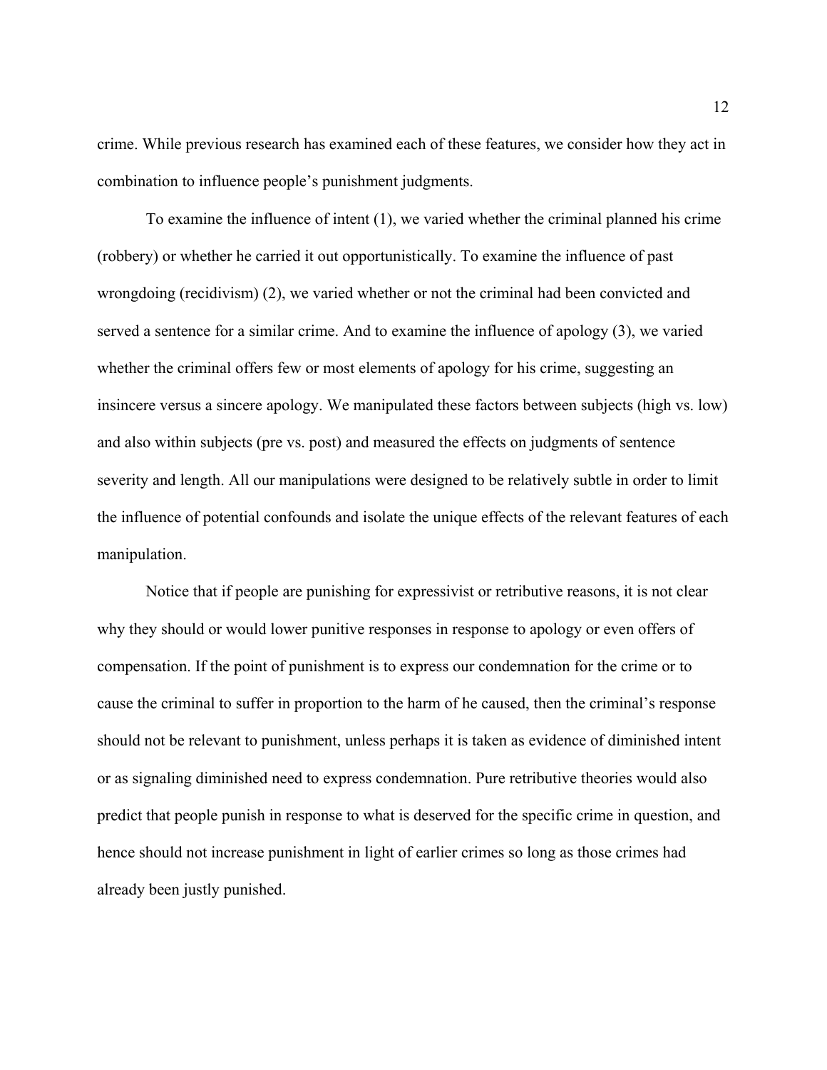crime. While previous research has examined each of these features, we consider how they act in combination to influence people's punishment judgments.

To examine the influence of intent (1), we varied whether the criminal planned his crime (robbery) or whether he carried it out opportunistically. To examine the influence of past wrongdoing (recidivism) (2), we varied whether or not the criminal had been convicted and served a sentence for a similar crime. And to examine the influence of apology (3), we varied whether the criminal offers few or most elements of apology for his crime, suggesting an insincere versus a sincere apology. We manipulated these factors between subjects (high vs. low) and also within subjects (pre vs. post) and measured the effects on judgments of sentence severity and length. All our manipulations were designed to be relatively subtle in order to limit the influence of potential confounds and isolate the unique effects of the relevant features of each manipulation.

Notice that if people are punishing for expressivist or retributive reasons, it is not clear why they should or would lower punitive responses in response to apology or even offers of compensation. If the point of punishment is to express our condemnation for the crime or to cause the criminal to suffer in proportion to the harm of he caused, then the criminal's response should not be relevant to punishment, unless perhaps it is taken as evidence of diminished intent or as signaling diminished need to express condemnation. Pure retributive theories would also predict that people punish in response to what is deserved for the specific crime in question, and hence should not increase punishment in light of earlier crimes so long as those crimes had already been justly punished.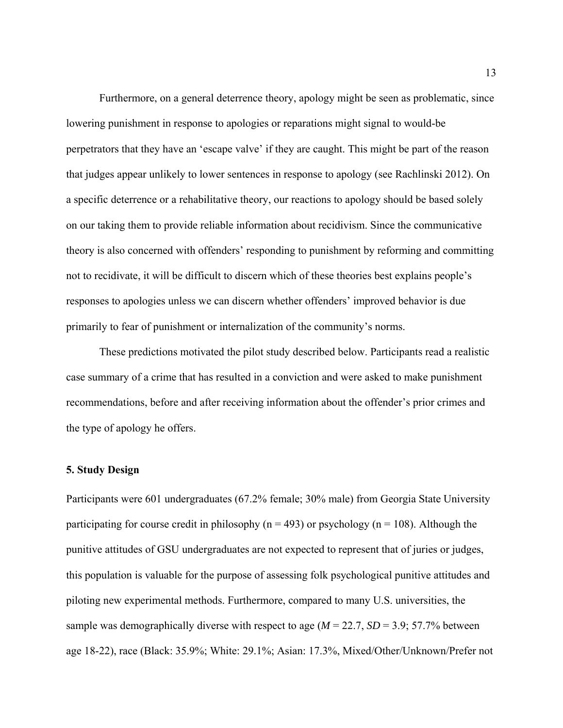Furthermore, on a general deterrence theory, apology might be seen as problematic, since lowering punishment in response to apologies or reparations might signal to would-be perpetrators that they have an 'escape valve' if they are caught. This might be part of the reason that judges appear unlikely to lower sentences in response to apology (see Rachlinski 2012). On a specific deterrence or a rehabilitative theory, our reactions to apology should be based solely on our taking them to provide reliable information about recidivism. Since the communicative theory is also concerned with offenders' responding to punishment by reforming and committing not to recidivate, it will be difficult to discern which of these theories best explains people's responses to apologies unless we can discern whether offenders' improved behavior is due primarily to fear of punishment or internalization of the community's norms.

These predictions motivated the pilot study described below. Participants read a realistic case summary of a crime that has resulted in a conviction and were asked to make punishment recommendations, before and after receiving information about the offender's prior crimes and the type of apology he offers.

### 5. Study Design

Participants were 601 undergraduates (67.2% female; 30% male) from Georgia State University participating for course credit in philosophy ($n = 493$) or psychology ($n = 108$). Although the punitive attitudes of GSU undergraduates are not expected to represent that of juries or judges, this population is valuable for the purpose of assessing folk psychological punitive attitudes and piloting new experimental methods. Furthermore, compared to many U.S. universities, the sample was demographically diverse with respect to age ($M = 22.7$, $SD = 3.9$; 57.7% between age 18-22), race (Black: 35.9%; White: 29.1%; Asian: 17.3%, Mixed/Other/Unknown/Prefer not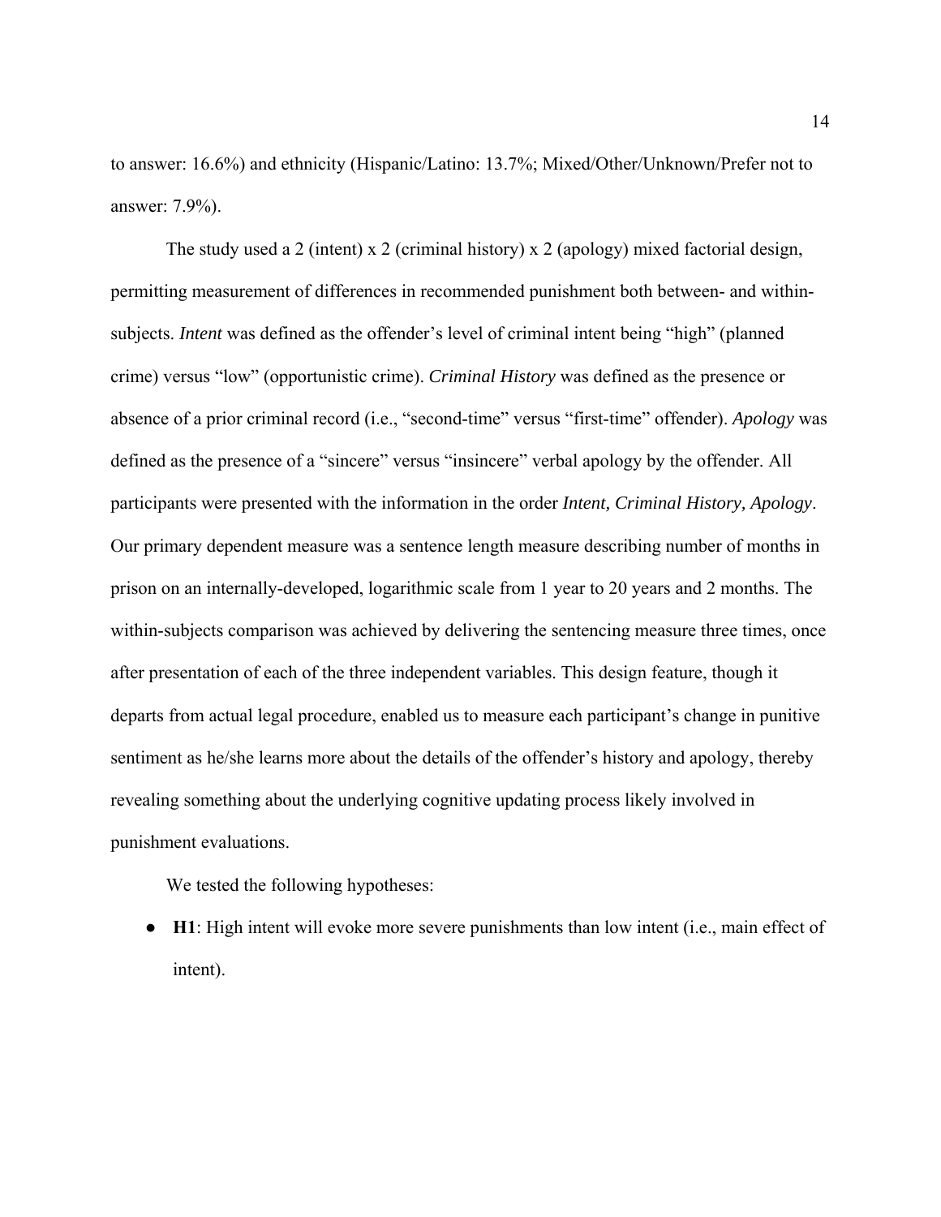to answer: 16.6%) and ethnicity (Hispanic/Latino: 13.7%; Mixed/Other/Unknown/Prefer not to answer: 7.9%).

The study used a 2 (intent) x 2 (criminal history) x 2 (apology) mixed factorial design, permitting measurement of differences in recommended punishment both between- and within-subjects. *Intent* was defined as the offender's level of criminal intent being "high" (planned crime) versus "low" (opportunistic crime). *Criminal History* was defined as the presence or absence of a prior criminal record (i.e., "second-time" versus "first-time" offender). *Apology* was defined as the presence of a "sincere" versus "insincere" verbal apology by the offender. All participants were presented with the information in the order *Intent, Criminal History, Apology*. Our primary dependent measure was a sentence length measure describing number of months in prison on an internally-developed, logarithmic scale from 1 year to 20 years and 2 months. The within-subjects comparison was achieved by delivering the sentencing measure three times, once after presentation of each of the three independent variables. This design feature, though it departs from actual legal procedure, enabled us to measure each participant's change in punitive sentiment as he/she learns more about the details of the offender's history and apology, thereby revealing something about the underlying cognitive updating process likely involved in punishment evaluations.

We tested the following hypotheses:

- **H1**: High intent will evoke more severe punishments than low intent (i.e., main effect of intent).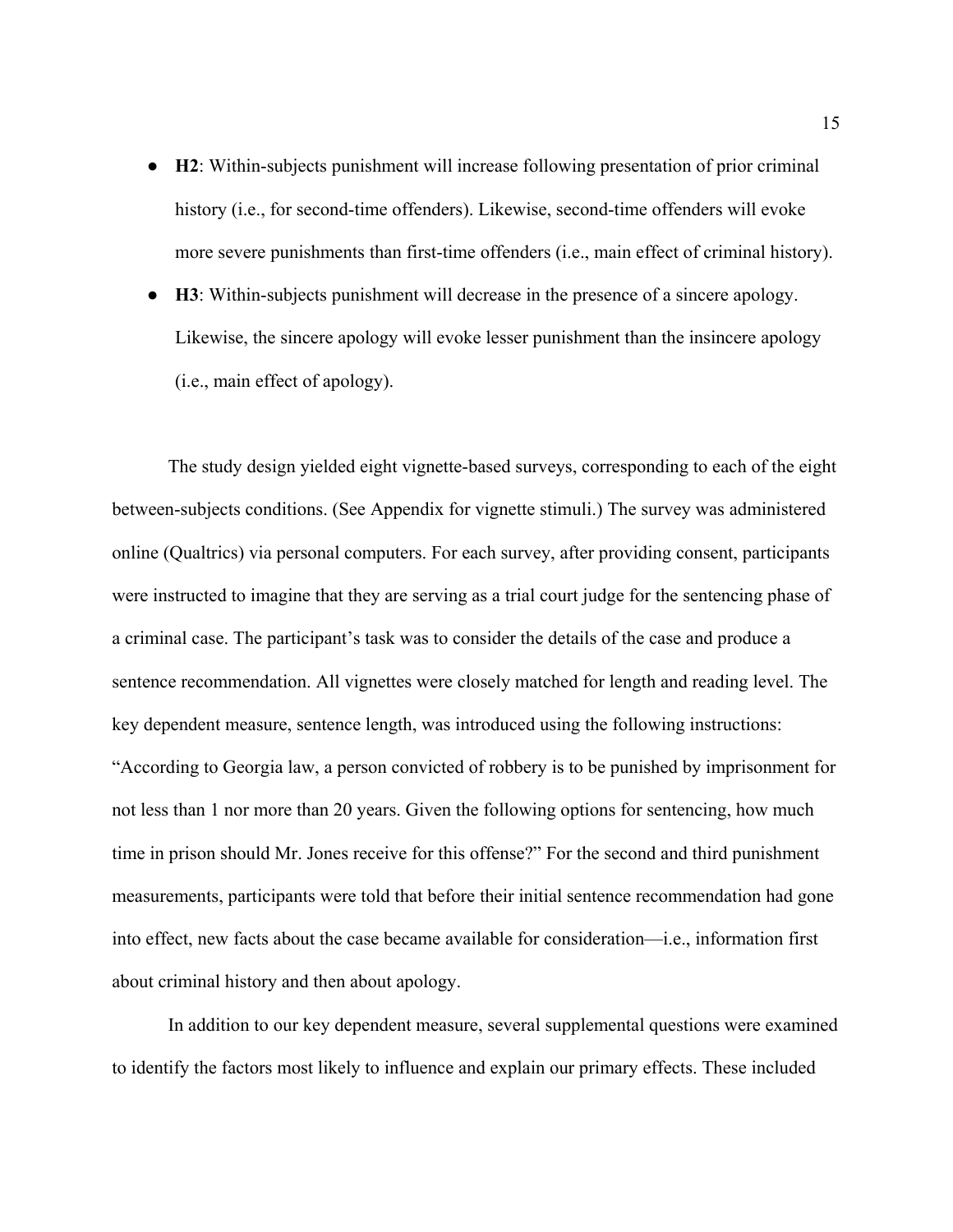- **H2**: Within-subjects punishment will increase following presentation of prior criminal history (i.e., for second-time offenders). Likewise, second-time offenders will evoke more severe punishments than first-time offenders (i.e., main effect of criminal history).
- **H3**: Within-subjects punishment will decrease in the presence of a sincere apology. Likewise, the sincere apology will evoke lesser punishment than the insincere apology (i.e., main effect of apology).

The study design yielded eight vignette-based surveys, corresponding to each of the eight between-subjects conditions. (See Appendix for vignette stimuli.) The survey was administered online (Qualtrics) via personal computers. For each survey, after providing consent, participants were instructed to imagine that they are serving as a trial court judge for the sentencing phase of a criminal case. The participant's task was to consider the details of the case and produce a sentence recommendation. All vignettes were closely matched for length and reading level. The key dependent measure, sentence length, was introduced using the following instructions: "According to Georgia law, a person convicted of robbery is to be punished by imprisonment for not less than 1 nor more than 20 years. Given the following options for sentencing, how much time in prison should Mr. Jones receive for this offense?" For the second and third punishment measurements, participants were told that before their initial sentence recommendation had gone into effect, new facts about the case became available for consideration—i.e., information first about criminal history and then about apology.

In addition to our key dependent measure, several supplemental questions were examined to identify the factors most likely to influence and explain our primary effects. These included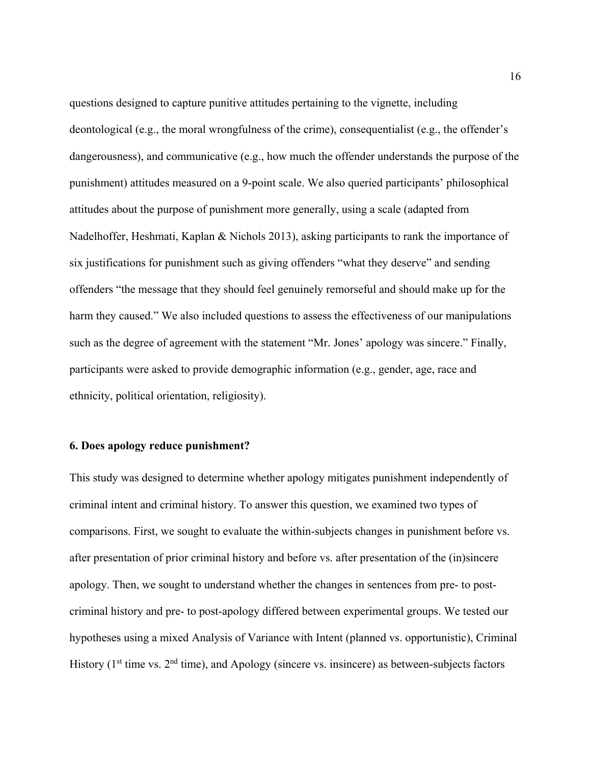questions designed to capture punitive attitudes pertaining to the vignette, including deontological (e.g., the moral wrongfulness of the crime), consequentialist (e.g., the offender's dangerousness), and communicative (e.g., how much the offender understands the purpose of the punishment) attitudes measured on a 9-point scale. We also queried participants' philosophical attitudes about the purpose of punishment more generally, using a scale (adapted from Nadelhoffer, Heshmati, Kaplan & Nichols 2013), asking participants to rank the importance of six justifications for punishment such as giving offenders "what they deserve" and sending offenders "the message that they should feel genuinely remorseful and should make up for the harm they caused." We also included questions to assess the effectiveness of our manipulations such as the degree of agreement with the statement "Mr. Jones' apology was sincere." Finally, participants were asked to provide demographic information (e.g., gender, age, race and ethnicity, political orientation, religiosity).

## 6. Does apology reduce punishment?

This study was designed to determine whether apology mitigates punishment independently of criminal intent and criminal history. To answer this question, we examined two types of comparisons. First, we sought to evaluate the within-subjects changes in punishment before vs. after presentation of prior criminal history and before vs. after presentation of the (in)sincere apology. Then, we sought to understand whether the changes in sentences from pre- to post-criminal history and pre- to post-apology differed between experimental groups. We tested our hypotheses using a mixed Analysis of Variance with Intent (planned vs. opportunistic), Criminal History (1st time vs. 2nd time), and Apology (sincere vs. insincere) as between-subjects factors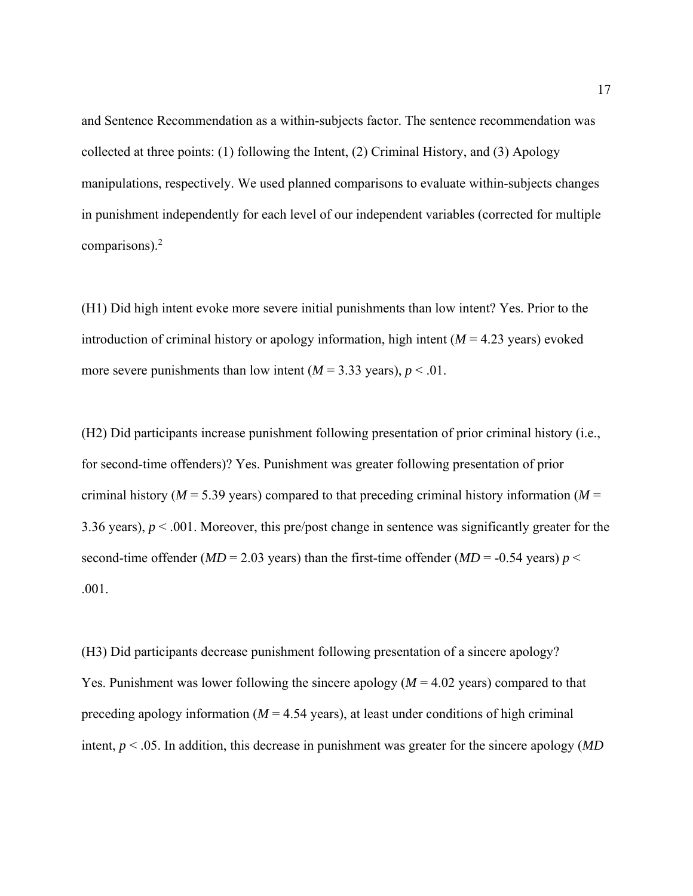and Sentence Recommendation as a within-subjects factor. The sentence recommendation was collected at three points: (1) following the Intent, (2) Criminal History, and (3) Apology manipulations, respectively. We used planned comparisons to evaluate within-subjects changes in punishment independently for each level of our independent variables (corrected for multiple comparisons).[2]

(H1) Did high intent evoke more severe initial punishments than low intent? Yes. Prior to the introduction of criminal history or apology information, high intent ($M$ = 4.23 years) evoked more severe punishments than low intent ($M$ = 3.33 years), $p < .01$.

(H2) Did participants increase punishment following presentation of prior criminal history (i.e., for second-time offenders)? Yes. Punishment was greater following presentation of prior criminal history ($M$ = 5.39 years) compared to that preceding criminal history information ($M$ = 3.36 years), $p < .001$. Moreover, this pre/post change in sentence was significantly greater for the second-time offender ($MD$ = 2.03 years) than the first-time offender ($MD$ = -0.54 years) $p < .001$.

(H3) Did participants decrease punishment following presentation of a sincere apology? Yes. Punishment was lower following the sincere apology ($M$ = 4.02 years) compared to that preceding apology information ($M$ = 4.54 years), at least under conditions of high criminal intent, $p < .05$. In addition, this decrease in punishment was greater for the sincere apology (*MD*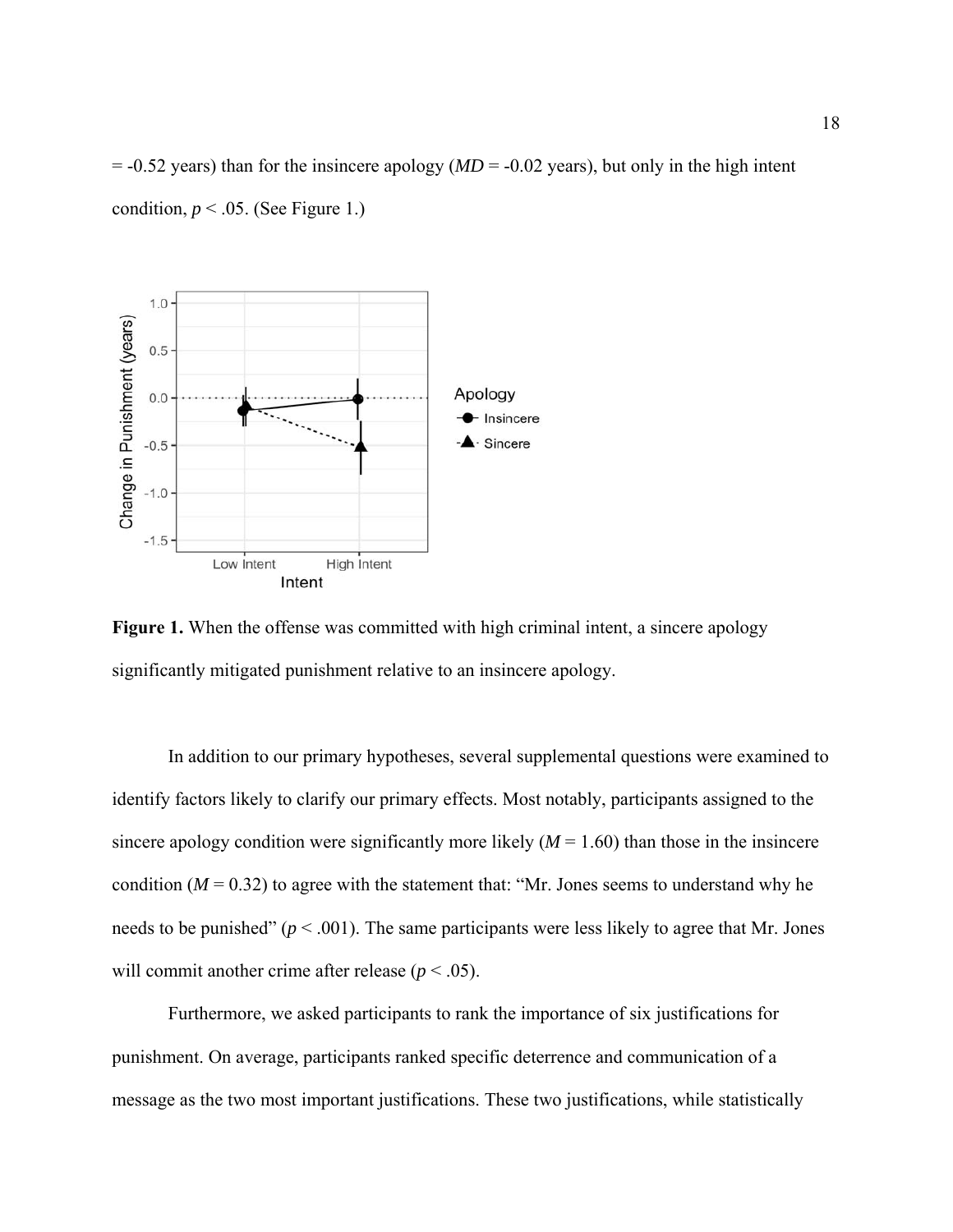= -0.52 years) than for the insincere apology (*MD* = -0.02 years), but only in the high intent condition, $p < .05$. (See Figure 1.)

**Figure 1.** When the offense was committed with high criminal intent, a sincere apology significantly mitigated punishment relative to an insincere apology.

In addition to our primary hypotheses, several supplemental questions were examined to identify factors likely to clarify our primary effects. Most notably, participants assigned to the sincere apology condition were significantly more likely ($M = 1.60$) than those in the insincere condition ($M = 0.32$) to agree with the statement that: "Mr. Jones seems to understand why he needs to be punished" ($p < .001$). The same participants were less likely to agree that Mr. Jones will commit another crime after release ($p < .05$).

Furthermore, we asked participants to rank the importance of six justifications for punishment. On average, participants ranked specific deterrence and communication of a message as the two most important justifications. These two justifications, while statistically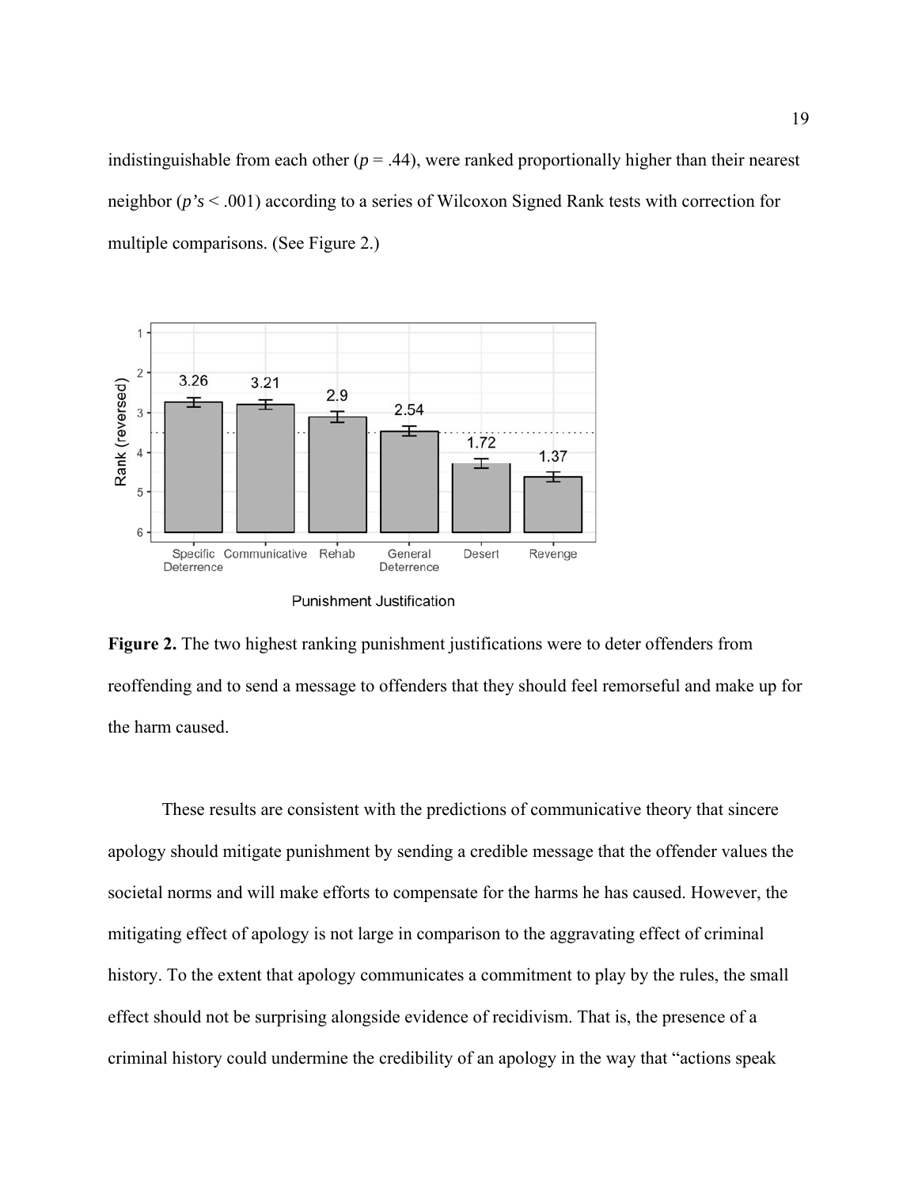indistinguishable from each other ($p = .44$), were ranked proportionally higher than their nearest neighbor (*p's* $< .001$) according to a series of Wilcoxon Signed Rank tests with correction for multiple comparisons. (See Figure 2.)

**Figure 2.** The two highest ranking punishment justifications were to deter offenders from reoffending and to send a message to offenders that they should feel remorseful and make up for the harm caused.

These results are consistent with the predictions of communicative theory that sincere apology should mitigate punishment by sending a credible message that the offender values the societal norms and will make efforts to compensate for the harms he has caused. However, the mitigating effect of apology is not large in comparison to the aggravating effect of criminal history. To the extent that apology communicates a commitment to play by the rules, the small effect should not be surprising alongside evidence of recidivism. That is, the presence of a criminal history could undermine the credibility of an apology in the way that "actions speak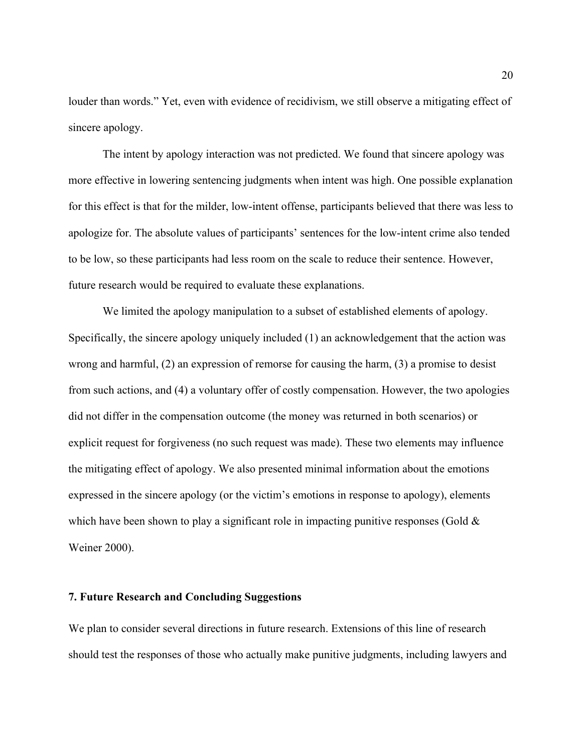louder than words." Yet, even with evidence of recidivism, we still observe a mitigating effect of sincere apology.

The intent by apology interaction was not predicted. We found that sincere apology was more effective in lowering sentencing judgments when intent was high. One possible explanation for this effect is that for the milder, low-intent offense, participants believed that there was less to apologize for. The absolute values of participants' sentences for the low-intent crime also tended to be low, so these participants had less room on the scale to reduce their sentence. However, future research would be required to evaluate these explanations.

We limited the apology manipulation to a subset of established elements of apology. Specifically, the sincere apology uniquely included (1) an acknowledgement that the action was wrong and harmful, (2) an expression of remorse for causing the harm, (3) a promise to desist from such actions, and (4) a voluntary offer of costly compensation. However, the two apologies did not differ in the compensation outcome (the money was returned in both scenarios) or explicit request for forgiveness (no such request was made). These two elements may influence the mitigating effect of apology. We also presented minimal information about the emotions expressed in the sincere apology (or the victim's emotions in response to apology), elements which have been shown to play a significant role in impacting punitive responses (Gold & Weiner 2000).

## 7. Future Research and Concluding Suggestions

We plan to consider several directions in future research. Extensions of this line of research should test the responses of those who actually make punitive judgments, including lawyers and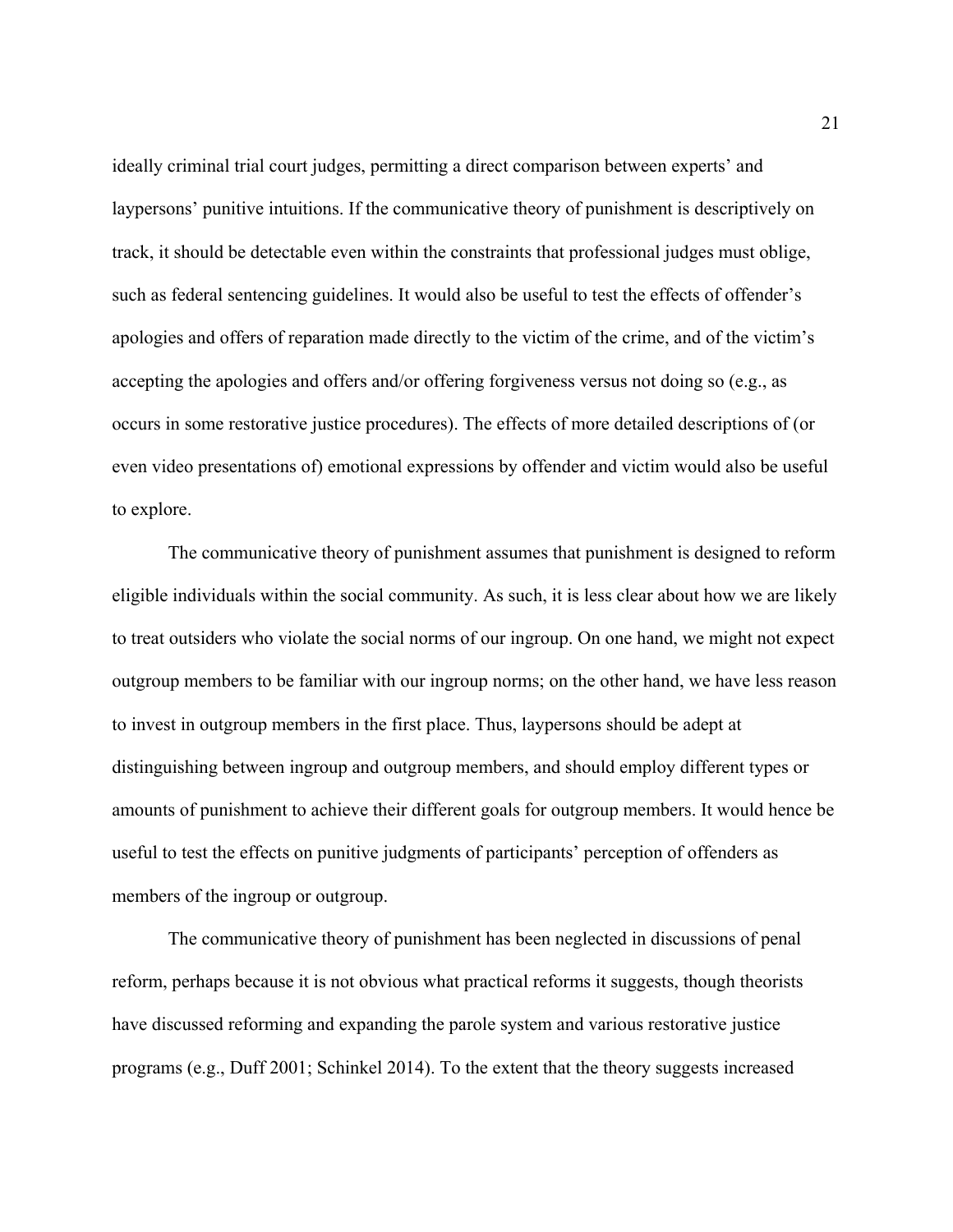ideally criminal trial court judges, permitting a direct comparison between experts' and laypersons' punitive intuitions. If the communicative theory of punishment is descriptively on track, it should be detectable even within the constraints that professional judges must oblige, such as federal sentencing guidelines. It would also be useful to test the effects of offender's apologies and offers of reparation made directly to the victim of the crime, and of the victim's accepting the apologies and offers and/or offering forgiveness versus not doing so (e.g., as occurs in some restorative justice procedures). The effects of more detailed descriptions of (or even video presentations of) emotional expressions by offender and victim would also be useful to explore.

The communicative theory of punishment assumes that punishment is designed to reform eligible individuals within the social community. As such, it is less clear about how we are likely to treat outsiders who violate the social norms of our ingroup. On one hand, we might not expect outgroup members to be familiar with our ingroup norms; on the other hand, we have less reason to invest in outgroup members in the first place. Thus, laypersons should be adept at distinguishing between ingroup and outgroup members, and should employ different types or amounts of punishment to achieve their different goals for outgroup members. It would hence be useful to test the effects on punitive judgments of participants' perception of offenders as members of the ingroup or outgroup.

The communicative theory of punishment has been neglected in discussions of penal reform, perhaps because it is not obvious what practical reforms it suggests, though theorists have discussed reforming and expanding the parole system and various restorative justice programs (e.g., Duff 2001; Schinkel 2014). To the extent that the theory suggests increased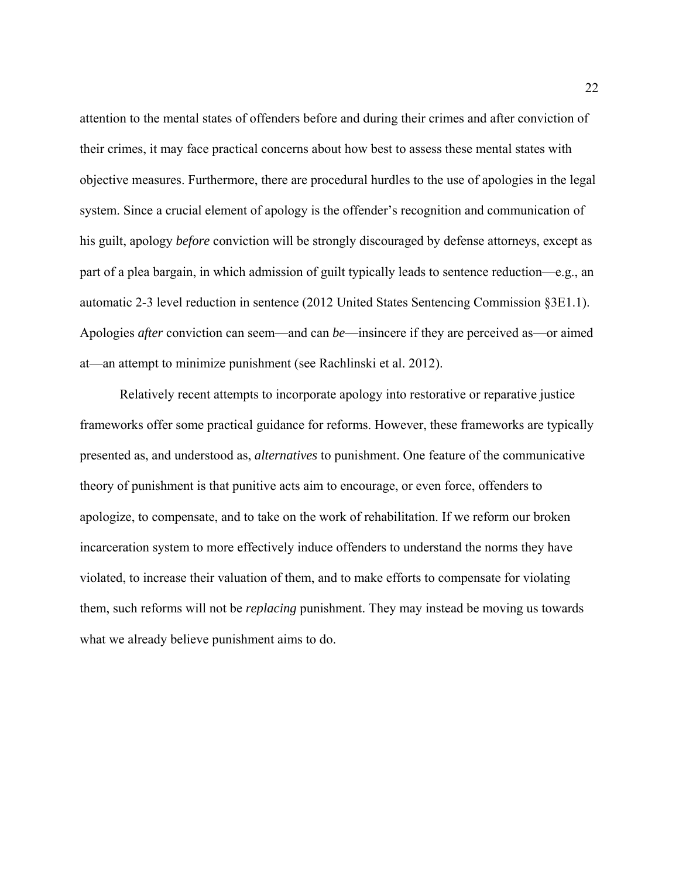attention to the mental states of offenders before and during their crimes and after conviction of their crimes, it may face practical concerns about how best to assess these mental states with objective measures. Furthermore, there are procedural hurdles to the use of apologies in the legal system. Since a crucial element of apology is the offender's recognition and communication of his guilt, apology *before* conviction will be strongly discouraged by defense attorneys, except as part of a plea bargain, in which admission of guilt typically leads to sentence reduction—e.g., an automatic 2-3 level reduction in sentence (2012 United States Sentencing Commission §3E1.1). Apologies *after* conviction can seem—and can *be*—insincere if they are perceived as—or aimed at—an attempt to minimize punishment (see Rachlinski et al. 2012).

Relatively recent attempts to incorporate apology into restorative or reparative justice frameworks offer some practical guidance for reforms. However, these frameworks are typically presented as, and understood as, *alternatives* to punishment. One feature of the communicative theory of punishment is that punitive acts aim to encourage, or even force, offenders to apologize, to compensate, and to take on the work of rehabilitation. If we reform our broken incarceration system to more effectively induce offenders to understand the norms they have violated, to increase their valuation of them, and to make efforts to compensate for violating them, such reforms will not be *replacing* punishment. They may instead be moving us towards what we already believe punishment aims to do.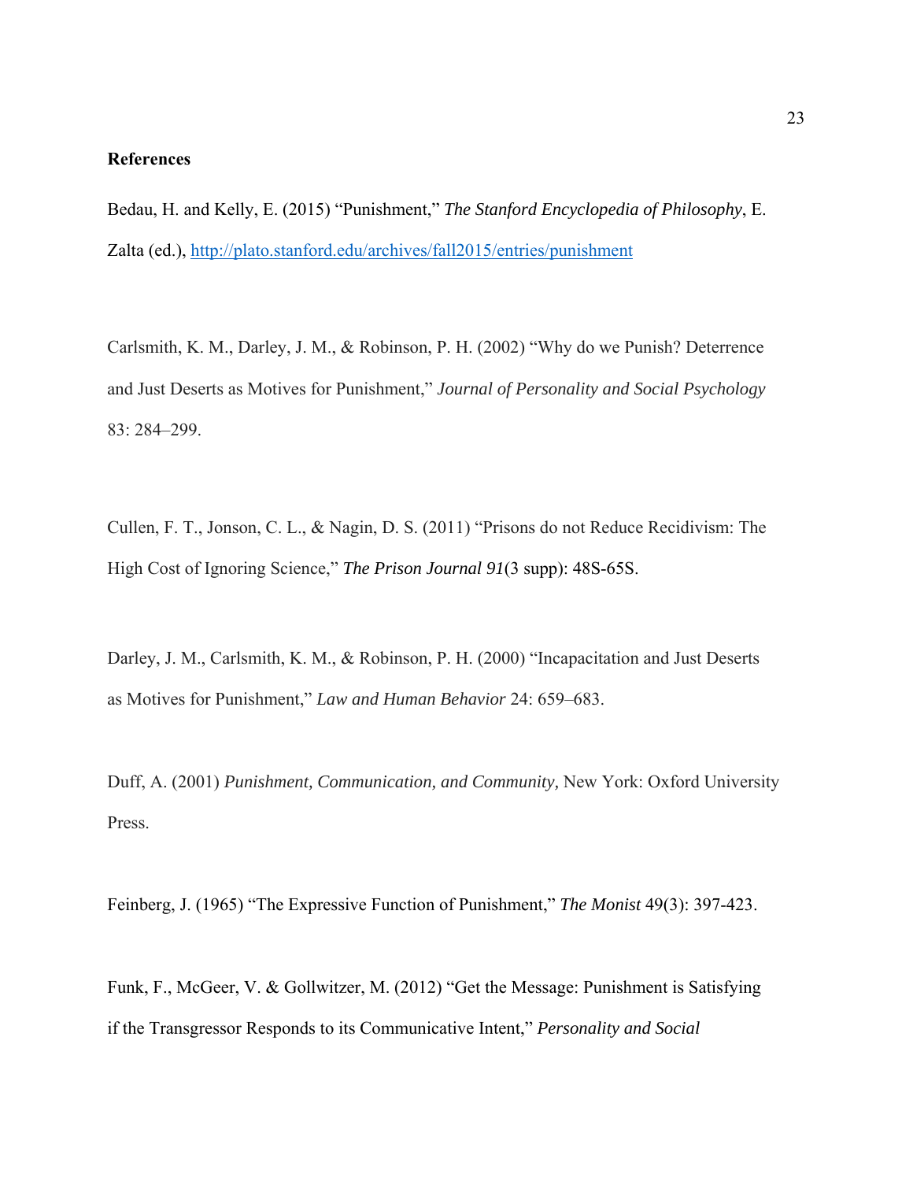**References**

Bedau, H. and Kelly, E. (2015) "Punishment," *The Stanford Encyclopedia of Philosophy*, E. Zalta (ed.), http://plato.stanford.edu/archives/fall2015/entries/punishment

Carlsmith, K. M., Darley, J. M., & Robinson, P. H. (2002) "Why do we Punish? Deterrence and Just Deserts as Motives for Punishment," *Journal of Personality and Social Psychology* 83: 284–299.

Cullen, F. T., Jonson, C. L., & Nagin, D. S. (2011) "Prisons do not Reduce Recidivism: The High Cost of Ignoring Science," *The Prison Journal 91*(3 supp): 48S-65S.

Darley, J. M., Carlsmith, K. M., & Robinson, P. H. (2000) "Incapacitation and Just Deserts as Motives for Punishment," *Law and Human Behavior* 24: 659–683.

Duff, A. (2001) *Punishment, Communication, and Community,* New York: Oxford University Press.

Feinberg, J. (1965) "The Expressive Function of Punishment," *The Monist* 49(3): 397-423.

Funk, F., McGeer, V. & Gollwitzer, M. (2012) "Get the Message: Punishment is Satisfying if the Transgressor Responds to its Communicative Intent," *Personality and Social*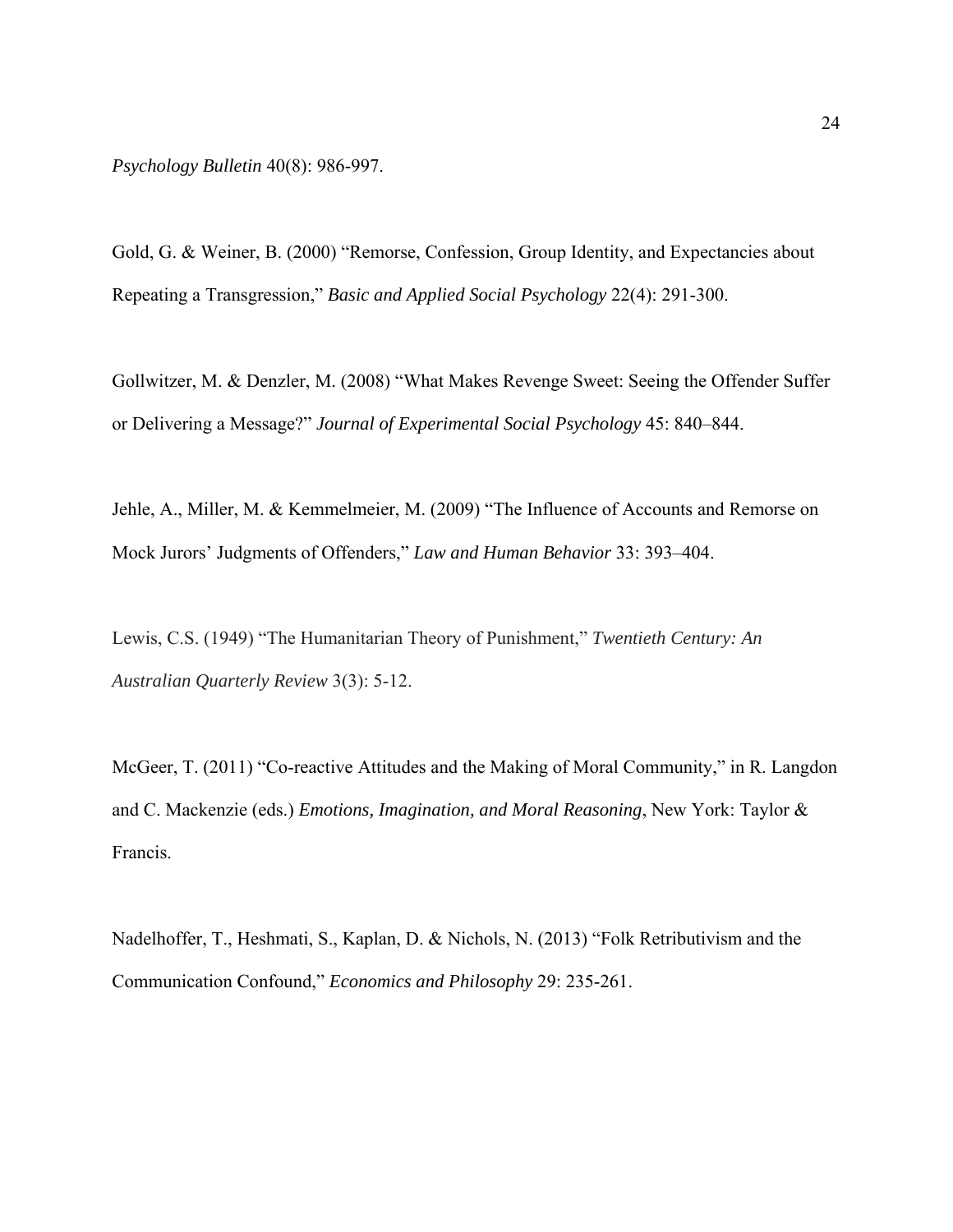*Psychology Bulletin* 40(8): 986-997.

Gold, G. & Weiner, B. (2000) "Remorse, Confession, Group Identity, and Expectancies about Repeating a Transgression," *Basic and Applied Social Psychology* 22(4): 291-300.

Gollwitzer, M. & Denzler, M. (2008) "What Makes Revenge Sweet: Seeing the Offender Suffer or Delivering a Message?" *Journal of Experimental Social Psychology* 45: 840–844.

Jehle, A., Miller, M. & Kemmelmeier, M. (2009) "The Influence of Accounts and Remorse on Mock Jurors' Judgments of Offenders," *Law and Human Behavior* 33: 393–404.

Lewis, C.S. (1949) "The Humanitarian Theory of Punishment," *Twentieth Century: An Australian Quarterly Review* 3(3): 5-12.

McGeer, T. (2011) "Co-reactive Attitudes and the Making of Moral Community," in R. Langdon and C. Mackenzie (eds.) *Emotions, Imagination, and Moral Reasoning*, New York: Taylor & Francis.

Nadelhoffer, T., Heshmati, S., Kaplan, D. & Nichols, N. (2013) "Folk Retributivism and the Communication Confound," *Economics and Philosophy* 29: 235-261.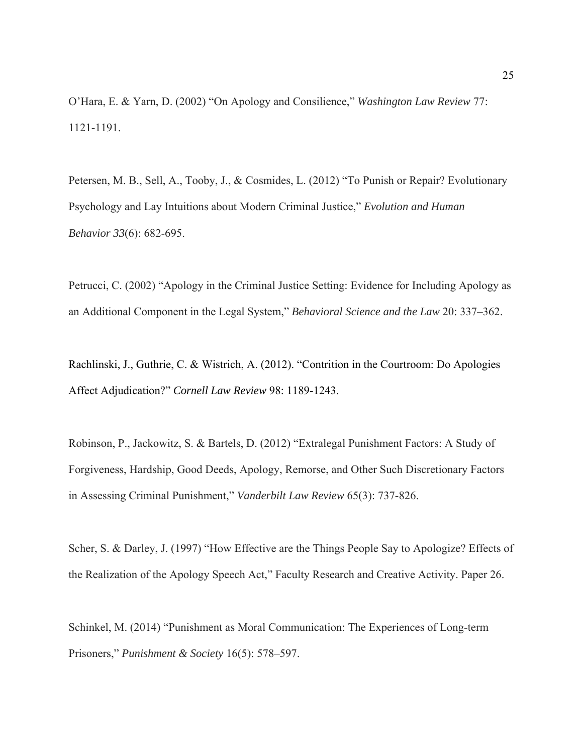O'Hara, E. & Yarn, D. (2002) "On Apology and Consilience," *Washington Law Review* 77: 1121-1191.

Petersen, M. B., Sell, A., Tooby, J., & Cosmides, L. (2012) "To Punish or Repair? Evolutionary Psychology and Lay Intuitions about Modern Criminal Justice," *Evolution and Human Behavior 33*(6): 682-695.

Petrucci, C. (2002) "Apology in the Criminal Justice Setting: Evidence for Including Apology as an Additional Component in the Legal System," *Behavioral Science and the Law* 20: 337–362.

Rachlinski, J., Guthrie, C. & Wistrich, A. (2012). "Contrition in the Courtroom: Do Apologies Affect Adjudication?" *Cornell Law Review* 98: 1189-1243.

Robinson, P., Jackowitz, S. & Bartels, D. (2012) "Extralegal Punishment Factors: A Study of Forgiveness, Hardship, Good Deeds, Apology, Remorse, and Other Such Discretionary Factors in Assessing Criminal Punishment," *Vanderbilt Law Review* 65(3): 737-826.

Scher, S. & Darley, J. (1997) "How Effective are the Things People Say to Apologize? Effects of the Realization of the Apology Speech Act," Faculty Research and Creative Activity. Paper 26.

Schinkel, M. (2014) "Punishment as Moral Communication: The Experiences of Long-term Prisoners," *Punishment & Society* 16(5): 578–597.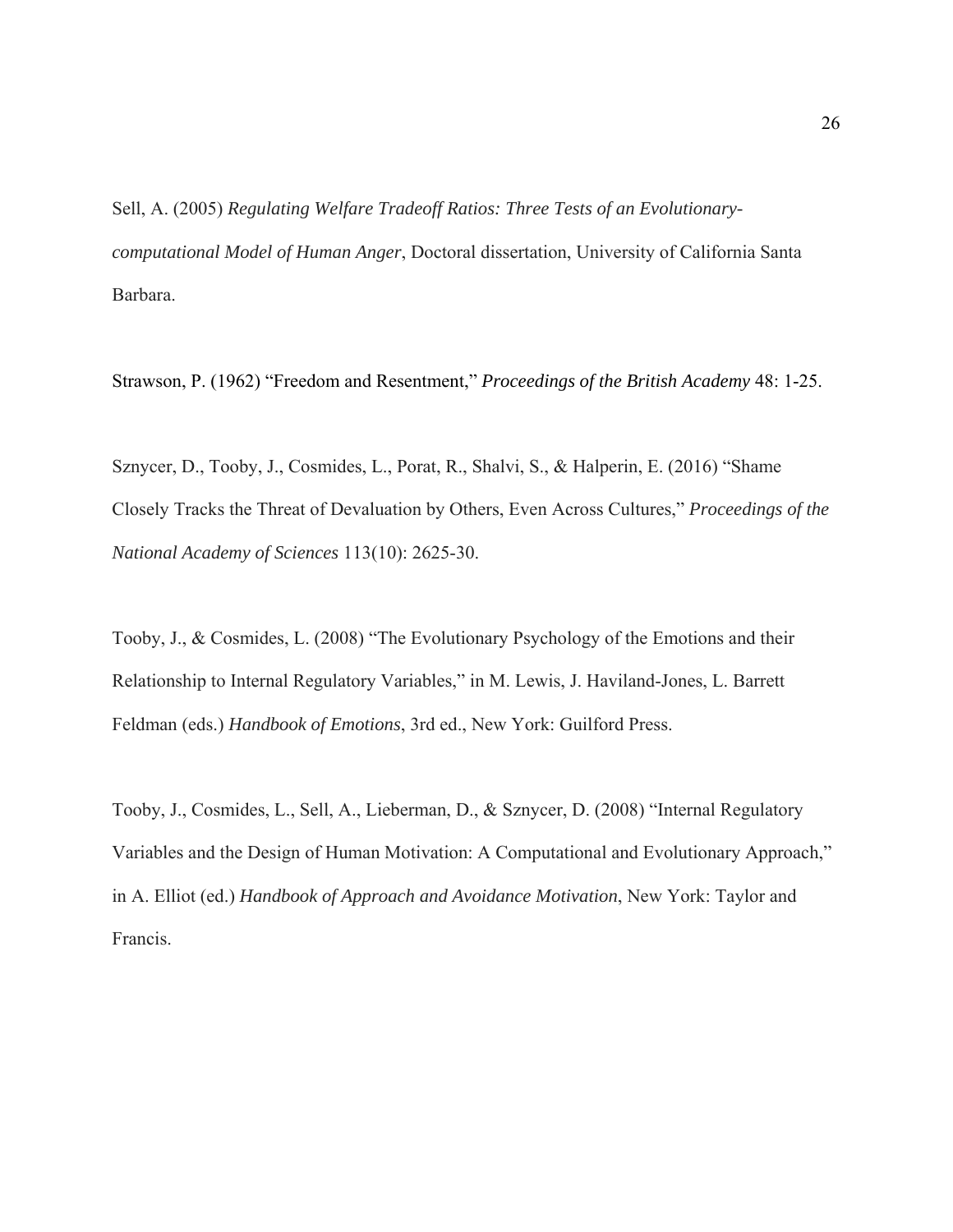Sell, A. (2005) *Regulating Welfare Tradeoff Ratios: Three Tests of an Evolutionary-computational Model of Human Anger*, Doctoral dissertation, University of California Santa Barbara.

Strawson, P. (1962) "Freedom and Resentment," *Proceedings of the British Academy* 48: 1-25.

Sznycer, D., Tooby, J., Cosmides, L., Porat, R., Shalvi, S., & Halperin, E. (2016) "Shame Closely Tracks the Threat of Devaluation by Others, Even Across Cultures," *Proceedings of the National Academy of Sciences* 113(10): 2625-30.

Tooby, J., & Cosmides, L. (2008) "The Evolutionary Psychology of the Emotions and their Relationship to Internal Regulatory Variables," in M. Lewis, J. Haviland-Jones, L. Barrett Feldman (eds.) *Handbook of Emotions*, 3rd ed., New York: Guilford Press.

Tooby, J., Cosmides, L., Sell, A., Lieberman, D., & Sznycer, D. (2008) "Internal Regulatory Variables and the Design of Human Motivation: A Computational and Evolutionary Approach," in A. Elliot (ed.) *Handbook of Approach and Avoidance Motivation*, New York: Taylor and Francis.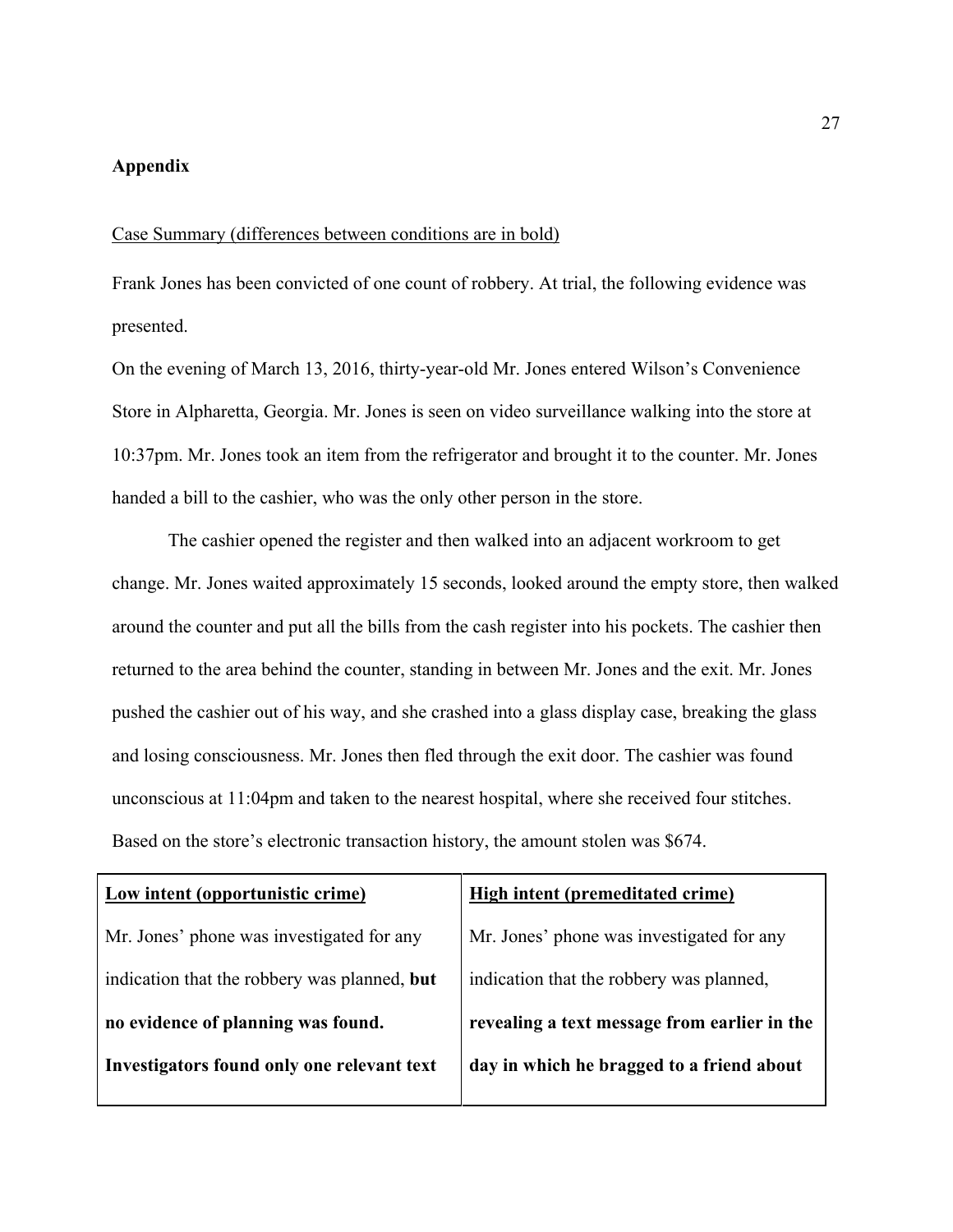**Appendix**

Case Summary (differences between conditions are in bold)

Frank Jones has been convicted of one count of robbery. At trial, the following evidence was presented.

On the evening of March 13, 2016, thirty-year-old Mr. Jones entered Wilson's Convenience Store in Alpharetta, Georgia. Mr. Jones is seen on video surveillance walking into the store at 10:37pm. Mr. Jones took an item from the refrigerator and brought it to the counter. Mr. Jones handed a bill to the cashier, who was the only other person in the store.

The cashier opened the register and then walked into an adjacent workroom to get change. Mr. Jones waited approximately 15 seconds, looked around the empty store, then walked around the counter and put all the bills from the cash register into his pockets. The cashier then returned to the area behind the counter, standing in between Mr. Jones and the exit. Mr. Jones pushed the cashier out of his way, and she crashed into a glass display case, breaking the glass and losing consciousness. Mr. Jones then fled through the exit door. The cashier was found unconscious at 11:04pm and taken to the nearest hospital, where she received four stitches. Based on the store's electronic transaction history, the amount stolen was $674.

| Low intent (opportunistic crime) | High intent (premeditated crime) |
|---|---|
| Mr. Jones' phone was investigated for any indication that the robbery was planned, **but no evidence of planning was found. Investigators found only one relevant text** | Mr. Jones' phone was investigated for any indication that the robbery was planned, **revealing a text message from earlier in the day in which he bragged to a friend about** |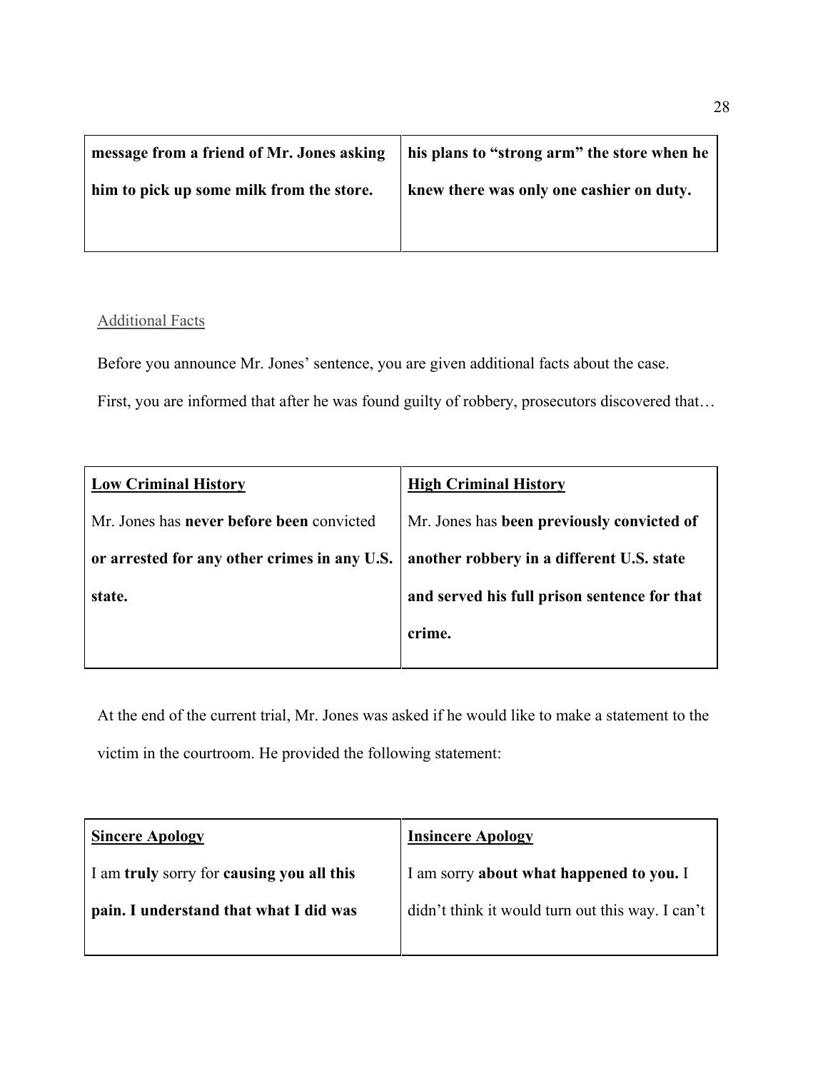| **message from a friend of Mr. Jones asking him to pick up some milk from the store.** | **his plans to "strong arm" the store when he knew there was only one cashier on duty.** |
|---|---|

Additional Facts

Before you announce Mr. Jones' sentence, you are given additional facts about the case.

First, you are informed that after he was found guilty of robbery, prosecutors discovered that…

| **Low Criminal History** | **High Criminal History** |
|---|---|
| Mr. Jones has **never before been** convicted **or arrested for any other crimes in any U.S. state.** | Mr. Jones has **been previously convicted of another robbery in a different U.S. state and served his full prison sentence for that crime.** |

At the end of the current trial, Mr. Jones was asked if he would like to make a statement to the victim in the courtroom. He provided the following statement:

| **Sincere Apology** | **Insincere Apology** |
|---|---|
| I am **truly** sorry for **causing you all this pain. I understand that what I did was** | I am sorry **about what happened to you.** I didn't think it would turn out this way. I can't |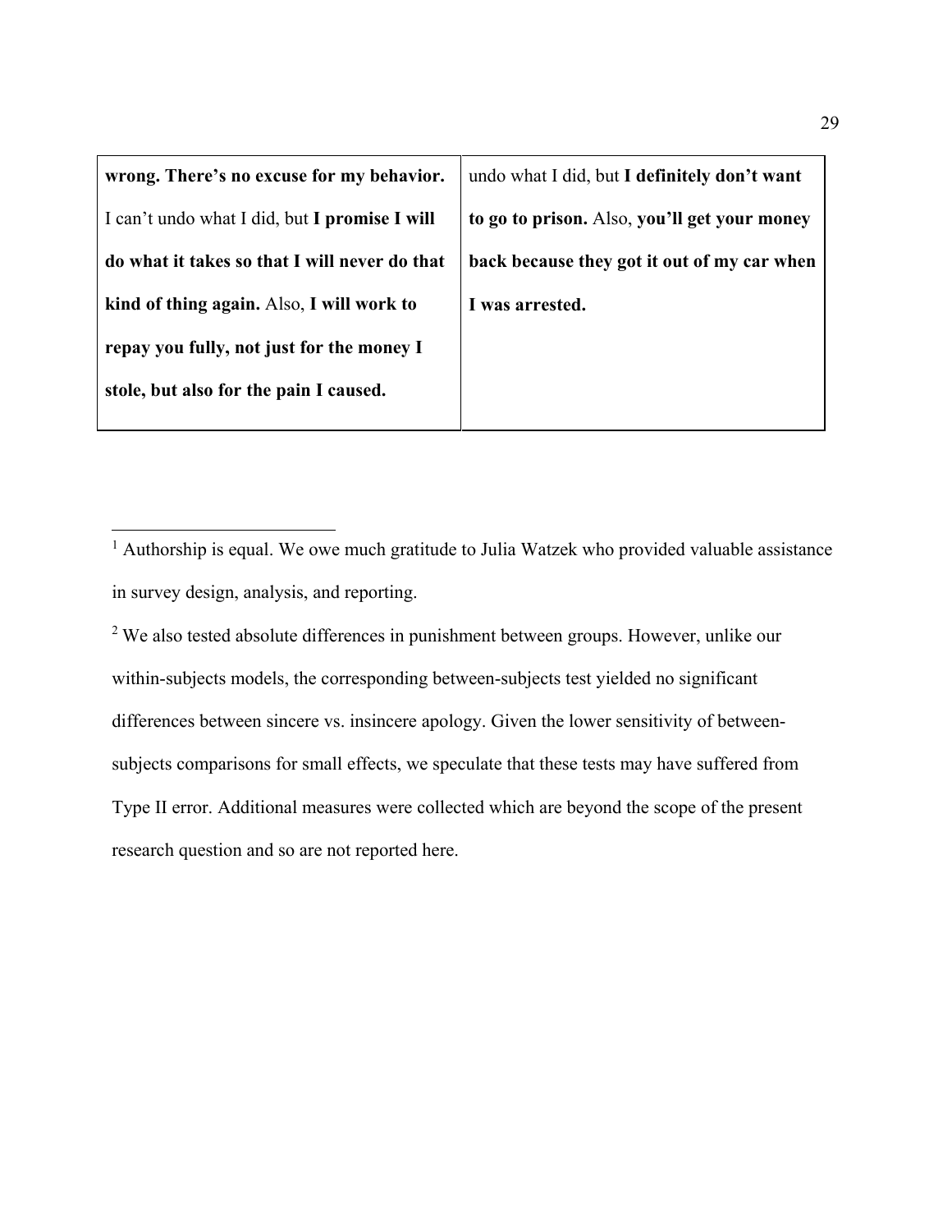| | |
|---|---|
| **wrong. There's no excuse for my behavior.** I can't undo what I did, but **I promise I will do what it takes so that I will never do that kind of thing again.** Also, **I will work to repay you fully, not just for the money I stole, but also for the pain I caused.** | undo what I did, but **I definitely don't want to go to prison.** Also, **you'll get your money back because they got it out of my car when I was arrested.** |

---

[1] Authorship is equal. We owe much gratitude to Julia Watzek who provided valuable assistance in survey design, analysis, and reporting.

[2] We also tested absolute differences in punishment between groups. However, unlike our within-subjects models, the corresponding between-subjects test yielded no significant differences between sincere vs. insincere apology. Given the lower sensitivity of between-subjects comparisons for small effects, we speculate that these tests may have suffered from Type II error. Additional measures were collected which are beyond the scope of the present research question and so are not reported here.